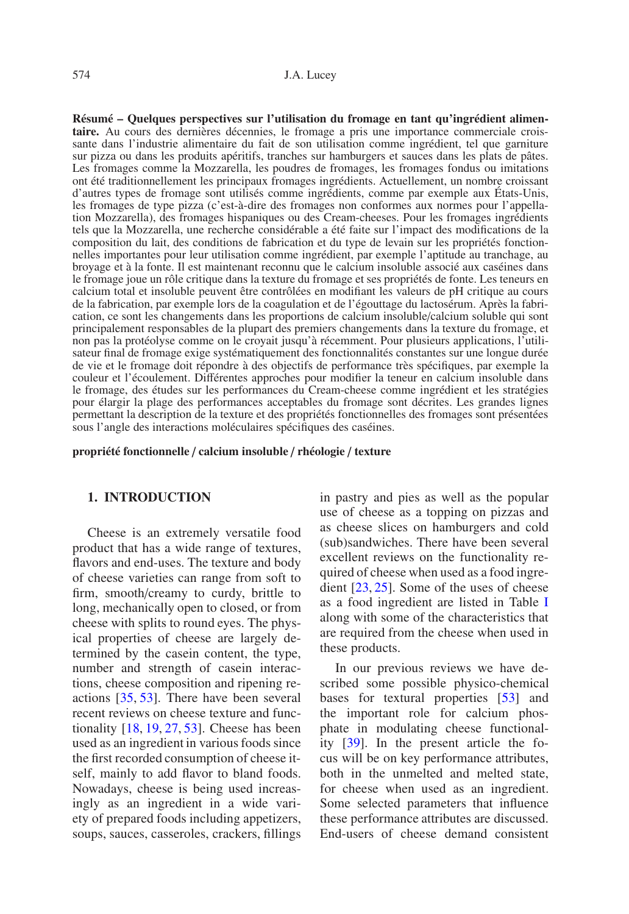**Résumé – Quelques perspectives sur l'utilisation du fromage en tant qu'ingrédient alimentaire.** Au cours des dernières décennies, le fromage a pris une importance commerciale croissante dans l'industrie alimentaire du fait de son utilisation comme ingrédient, tel que garniture sur pizza ou dans les produits apéritifs, tranches sur hamburgers et sauces dans les plats de pâtes. Les fromages comme la Mozzarella, les poudres de fromages, les fromages fondus ou imitations ont été traditionnellement les principaux fromages ingrédients. Actuellement, un nombre croissant d'autres types de fromage sont utilisés comme ingrédients, comme par exemple aux États-Unis, les fromages de type pizza (c'est-à-dire des fromages non conformes aux normes pour l'appellation Mozzarella), des fromages hispaniques ou des Cream-cheeses. Pour les fromages ingrédients tels que la Mozzarella, une recherche considérable a été faite sur l'impact des modifications de la composition du lait, des conditions de fabrication et du type de levain sur les propriétés fonctionnelles importantes pour leur utilisation comme ingrédient, par exemple l'aptitude au tranchage, au broyage et à la fonte. Il est maintenant reconnu que le calcium insoluble associé aux caséines dans le fromage joue un rôle critique dans la texture du fromage et ses propriétés de fonte. Les teneurs en calcium total et insoluble peuvent être contrôlées en modifiant les valeurs de pH critique au cours de la fabrication, par exemple lors de la coagulation et de l'égouttage du lactosérum. Après la fabrication, ce sont les changements dans les proportions de calcium insoluble/calcium soluble qui sont principalement responsables de la plupart des premiers changements dans la texture du fromage, et non pas la protéolyse comme on le croyait jusqu'à récemment. Pour plusieurs applications, l'utilisateur final de fromage exige systématiquement des fonctionnalités constantes sur une longue durée de vie et le fromage doit répondre à des objectifs de performance très spécifiques, par exemple la couleur et l'écoulement. Différentes approches pour modifier la teneur en calcium insoluble dans le fromage, des études sur les performances du Cream-cheese comme ingrédient et les stratégies pour élargir la plage des performances acceptables du fromage sont décrites. Les grandes lignes permettant la description de la texture et des propriétés fonctionnelles des fromages sont présentées sous l'angle des interactions moléculaires spécifiques des caséines.

**propriété fonctionnelle / calcium insoluble / rhéologie / texture**

## 1. INTRODUCTION

Cheese is an extremely versatile food product that has a wide range of textures, flavors and end-uses. The texture and body of cheese varieties can range from soft to firm, smooth/creamy to curdy, brittle to long, mechanically open to closed, or from cheese with splits to round eyes. The physical properties of cheese are largely determined by the casein content, the type, number and strength of casein interactions, cheese composition and ripening reactions [35, 53]. There have been several recent reviews on cheese texture and functionality [18, 19, 27, 53]. Cheese has been used as an ingredient in various foods since the first recorded consumption of cheese itself, mainly to add flavor to bland foods. Nowadays, cheese is being used increasingly as an ingredient in a wide variety of prepared foods including appetizers, soups, sauces, casseroles, crackers, fillings in pastry and pies as well as the popular use of cheese as a topping on pizzas and as cheese slices on hamburgers and cold (sub)sandwiches. There have been several excellent reviews on the functionality required of cheese when used as a food ingredient [23, 25]. Some of the uses of cheese as a food ingredient are listed in Table I along with some of the characteristics that are required from the cheese when used in these products.

In our previous reviews we have described some possible physico-chemical bases for textural properties [53] and the important role for calcium phosphate in modulating cheese functionality [39]. In the present article the focus will be on key performance attributes, both in the unmelted and melted state, for cheese when used as an ingredient. Some selected parameters that influence these performance attributes are discussed. End-users of cheese demand consistent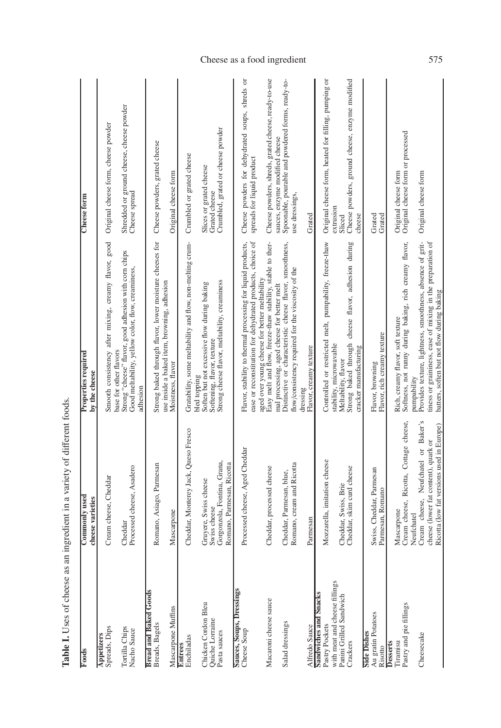**Table I.** Uses of cheese as an ingredient in a variety of different foods.

| Foods | Commonly used cheese varieties | Properties required by the cheese | Cheese form |
|---|---|---|---|
| **Appetizers** | | | |
| Spreads, Dips | Cream cheese, Cheddar | Smooth consistency after mixing, creamy flavor, good base for other flavors | Original cheese form, cheese powder |
| Tortilla Chips | Cheddar | Strong "cheese" flavor, good adhesion with corn chips | Shredded or ground cheese, cheese powder |
| Nacho Sauce | Processed cheese, Asadero | Good meltability, yellow color, flow, creaminess, adhesion | Cheese spread |
| **Bread and Baked Goods** | | | |
| Breads, Bagels | Romano, Asiago, Parmesan | Strong baked through flavor, lower moisture cheeses for use inside a baked item, browning, adhesion | Cheese powders, grated cheese |
| Mascarpone Muffins | Mascarpone | Moistness, flavor | Original cheese form |
| **Entrees** | | | |
| Enchiladas | Cheddar, Monterey Jack, Queso Fresco | Gratability, some meltability and flow, non-melting crumbled topping | Crumbled or grated cheese |
| Chicken Cordon Bleu | Gruyere, Swiss cheese | Soften but not excessive flow during baking | Slices or grated cheese |
| Quiche Lorraine | Swiss cheese | Softening, flavor, texture | Grated cheese |
| Pasta sauces | Gorgonzola, Fontina, Grana, Romano, Parmesan, Ricotta | Strong cheese flavor, meltability, creaminess | Crumbled, grated or cheese powder |
| **Sauces, Soups, Dressings** | | | |
| Cheese Soup | Processed cheese, Aged Cheddar | Flavor, stability to thermal processing for liquid products, ease or reconstitution for dehydrated products, choice of aged over young cheese for better meltability | Cheese powders for dehydrated soups, shreds or spreads for liquid product |
| Macaroni cheese sauce | Cheddar, processed cheese | Easy melt and flow, freeze-thaw stability, stable to thermal processing, aged cheese for better melt | Cheese powders, shreds, grated cheese, ready-to-use sauces, enzyme modified cheese |
| Salad dressings | Cheddar, Parmesan, blue, Romano, cream and Ricotta | Distinctive or characteristic cheese flavor, smoothness, flow/consistency required for the viscosity of the dressing | Spoonable, pourable and powdered forms, ready-to-use dressings, |
| Alfredo Sauce | Parmesan | Flavor, creamy texture | Grated |
| **Sandwiches and Snacks** | | | |
| Pastry Pockets with meat and cheese fillings | Mozzarella, imitation cheese | Controlled or restricted melt, pumpability, freeze-thaw stability, microwavable | Original cheese form, heated for filling, pumping or extrusion |
| Panini Grilled Sandwich | Cheddar, Swiss, Brie | Meltability, flavor | Sliced |
| Crackers | Cheddar, skim curd cheese | Strong baked through cheese flavor, adhesion during cracker manufacturing | Cheese powders, ground cheese, enzyme modified cheese |
| **Side Dishes** | | | |
| Au gratin Potatoes | Swiss, Cheddar, Parmesan | Flavor, browning | Grated |
| Risotto | Parmesan, Romano | Flavor, rich creamy texture | Grated |
| **Desserts** | | | |
| Tiramisu | Mascarpone | Rich, creamy flavor, soft texture | Original cheese form |
| Pastry and pie fillings | Cream cheese, Ricotta, Cottage cheese, Neufchatel | Softness, not runny during baking, rich creamy flavor, pumpability | Original cheese form or processed |
| Cheesecake | Cream cheese, Neufchatel or Baker's cheese (lower fat content), quark or Ricotta (low fat versions used in Europe) | Provides texture, lightness, smoothness, absence of grittiness or graininess, ease of mixing in the preparation of batters, soften but not flow during baking | Original cheese form |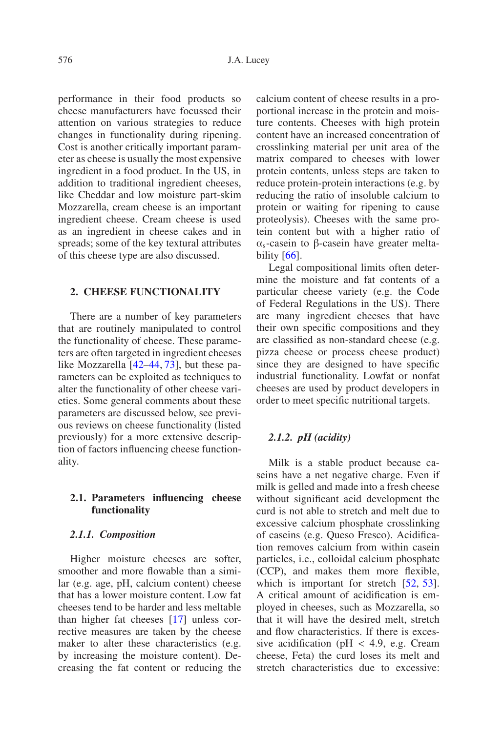performance in their food products so cheese manufacturers have focussed their attention on various strategies to reduce changes in functionality during ripening. Cost is another critically important parameter as cheese is usually the most expensive ingredient in a food product. In the US, in addition to traditional ingredient cheeses, like Cheddar and low moisture part-skim Mozzarella, cream cheese is an important ingredient cheese. Cream cheese is used as an ingredient in cheese cakes and in spreads; some of the key textural attributes of this cheese type are also discussed.

## 2. CHEESE FUNCTIONALITY

There are a number of key parameters that are routinely manipulated to control the functionality of cheese. These parameters are often targeted in ingredient cheeses like Mozzarella [42–44, 73], but these parameters can be exploited as techniques to alter the functionality of other cheese varieties. Some general comments about these parameters are discussed below, see previous reviews on cheese functionality (listed previously) for a more extensive description of factors influencing cheese functionality.

### 2.1. Parameters influencing cheese functionality

#### *2.1.1. Composition*

Higher moisture cheeses are softer, smoother and more flowable than a similar (e.g. age, pH, calcium content) cheese that has a lower moisture content. Low fat cheeses tend to be harder and less meltable than higher fat cheeses [17] unless corrective measures are taken by the cheese maker to alter these characteristics (e.g. by increasing the moisture content). Decreasing the fat content or reducing the calcium content of cheese results in a proportional increase in the protein and moisture contents. Cheeses with high protein content have an increased concentration of crosslinking material per unit area of the matrix compared to cheeses with lower protein contents, unless steps are taken to reduce protein-protein interactions (e.g. by reducing the ratio of insoluble calcium to protein or waiting for ripening to cause proteolysis). Cheeses with the same protein content but with a higher ratio of $\alpha_s$-casein to β-casein have greater meltability [66].

Legal compositional limits often determine the moisture and fat contents of a particular cheese variety (e.g. the Code of Federal Regulations in the US). There are many ingredient cheeses that have their own specific compositions and they are classified as non-standard cheese (e.g. pizza cheese or process cheese product) since they are designed to have specific industrial functionality. Lowfat or nonfat cheeses are used by product developers in order to meet specific nutritional targets.

#### *2.1.2. pH (acidity)*

Milk is a stable product because caseins have a net negative charge. Even if milk is gelled and made into a fresh cheese without significant acid development the curd is not able to stretch and melt due to excessive calcium phosphate crosslinking of caseins (e.g. Queso Fresco). Acidification removes calcium from within casein particles, i.e., colloidal calcium phosphate (CCP), and makes them more flexible, which is important for stretch [52, 53]. A critical amount of acidification is employed in cheeses, such as Mozzarella, so that it will have the desired melt, stretch and flow characteristics. If there is excessive acidification (pH < 4.9, e.g. Cream cheese, Feta) the curd loses its melt and stretch characteristics due to excessive: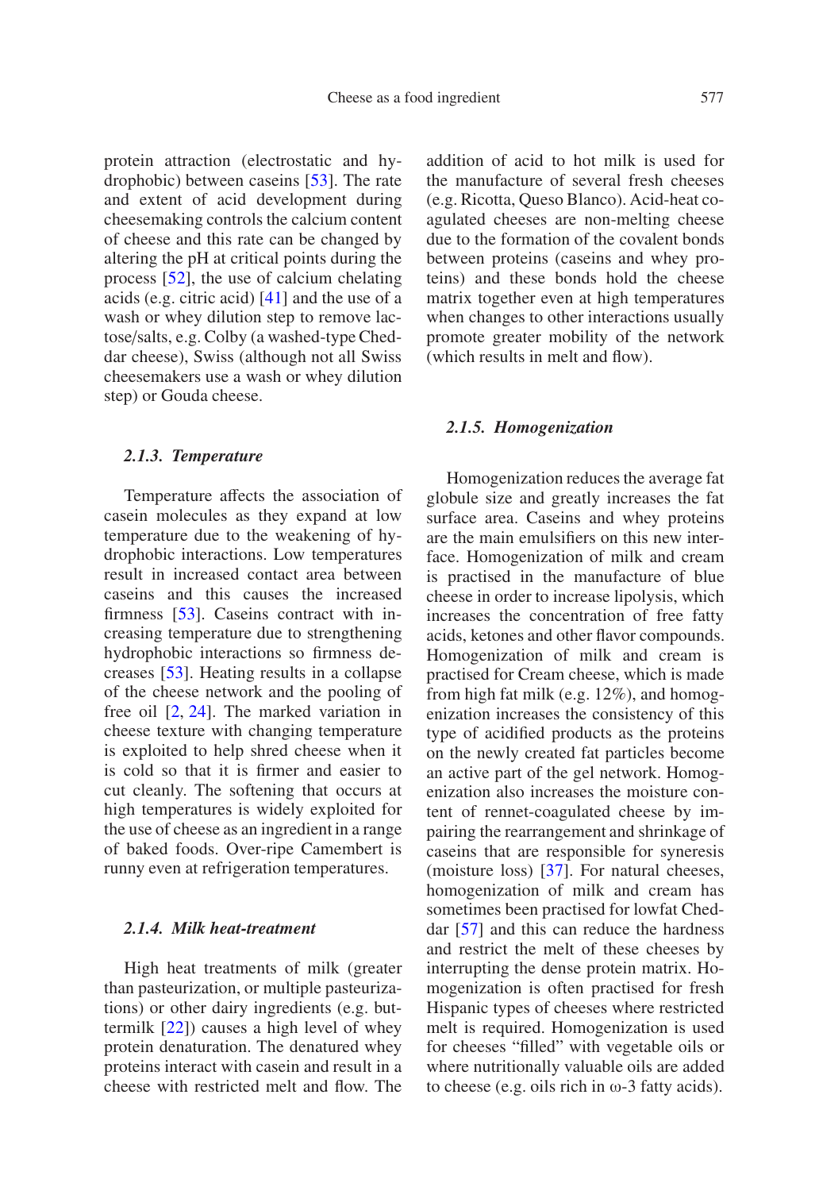protein attraction (electrostatic and hydrophobic) between caseins [53]. The rate and extent of acid development during cheesemaking controls the calcium content of cheese and this rate can be changed by altering the pH at critical points during the process [52], the use of calcium chelating acids (e.g. citric acid) [41] and the use of a wash or whey dilution step to remove lactose/salts, e.g. Colby (a washed-type Cheddar cheese), Swiss (although not all Swiss cheesemakers use a wash or whey dilution step) or Gouda cheese.

#### *2.1.3. Temperature*

Temperature affects the association of casein molecules as they expand at low temperature due to the weakening of hydrophobic interactions. Low temperatures result in increased contact area between caseins and this causes the increased firmness [53]. Caseins contract with increasing temperature due to strengthening hydrophobic interactions so firmness decreases [53]. Heating results in a collapse of the cheese network and the pooling of free oil [2, 24]. The marked variation in cheese texture with changing temperature is exploited to help shred cheese when it is cold so that it is firmer and easier to cut cleanly. The softening that occurs at high temperatures is widely exploited for the use of cheese as an ingredient in a range of baked foods. Over-ripe Camembert is runny even at refrigeration temperatures.

#### *2.1.4. Milk heat-treatment*

High heat treatments of milk (greater than pasteurization, or multiple pasteurizations) or other dairy ingredients (e.g. buttermilk [22]) causes a high level of whey protein denaturation. The denatured whey proteins interact with casein and result in a cheese with restricted melt and flow. The addition of acid to hot milk is used for the manufacture of several fresh cheeses (e.g. Ricotta, Queso Blanco). Acid-heat coagulated cheeses are non-melting cheese due to the formation of the covalent bonds between proteins (caseins and whey proteins) and these bonds hold the cheese matrix together even at high temperatures when changes to other interactions usually promote greater mobility of the network (which results in melt and flow).

#### *2.1.5. Homogenization*

Homogenization reduces the average fat globule size and greatly increases the fat surface area. Caseins and whey proteins are the main emulsifiers on this new interface. Homogenization of milk and cream is practised in the manufacture of blue cheese in order to increase lipolysis, which increases the concentration of free fatty acids, ketones and other flavor compounds. Homogenization of milk and cream is practised for Cream cheese, which is made from high fat milk (e.g. 12%), and homogenization increases the consistency of this type of acidified products as the proteins on the newly created fat particles become an active part of the gel network. Homogenization also increases the moisture content of rennet-coagulated cheese by impairing the rearrangement and shrinkage of caseins that are responsible for syneresis (moisture loss) [37]. For natural cheeses, homogenization of milk and cream has sometimes been practised for lowfat Cheddar [57] and this can reduce the hardness and restrict the melt of these cheeses by interrupting the dense protein matrix. Homogenization is often practised for fresh Hispanic types of cheeses where restricted melt is required. Homogenization is used for cheeses "filled" with vegetable oils or where nutritionally valuable oils are added to cheese (e.g. oils rich in $\omega$-3 fatty acids).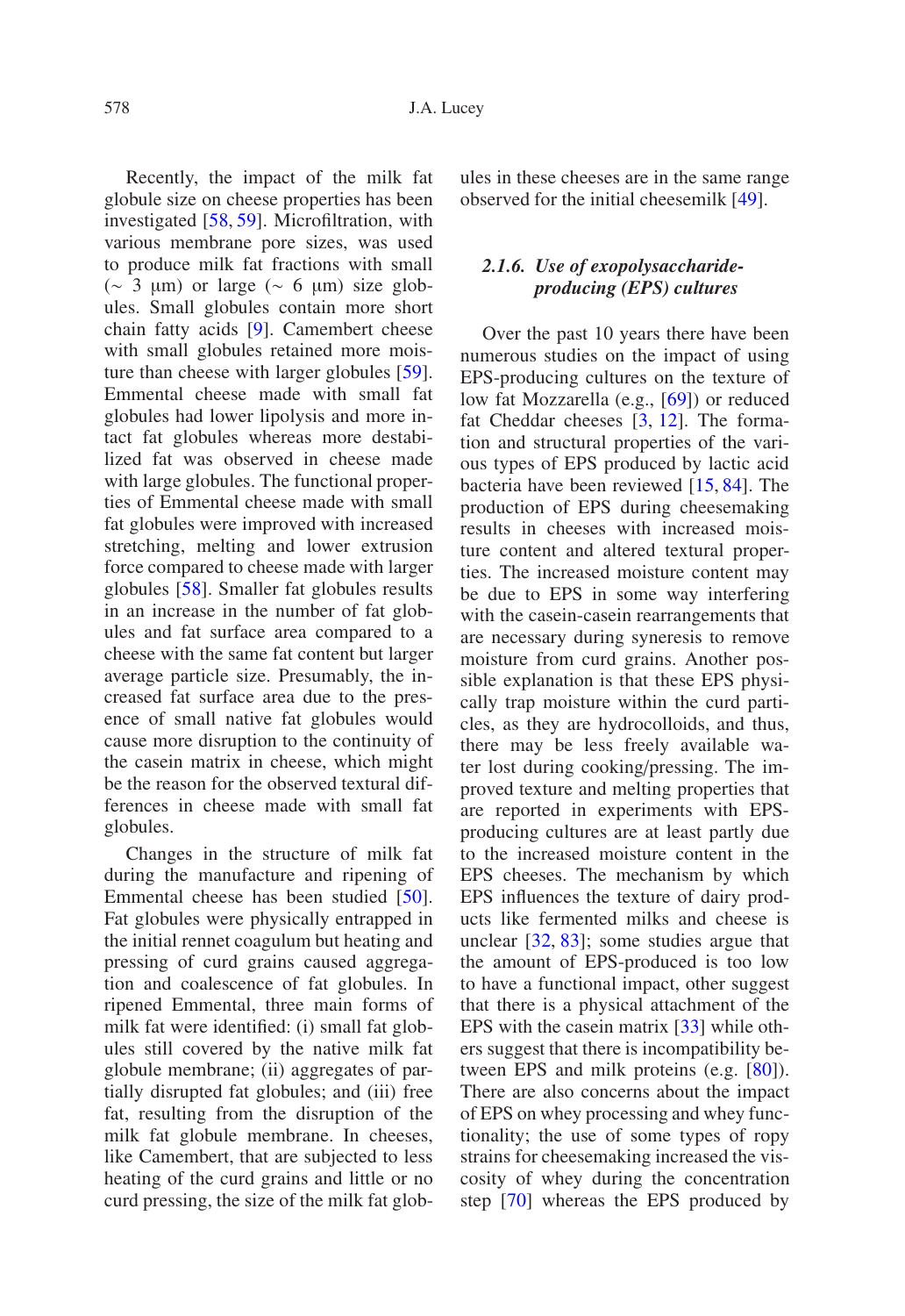Recently, the impact of the milk fat globule size on cheese properties has been investigated [58, 59]. Microfiltration, with various membrane pore sizes, was used to produce milk fat fractions with small (∼ 3 μm) or large (∼ 6 μm) size globules. Small globules contain more short chain fatty acids [9]. Camembert cheese with small globules retained more moisture than cheese with larger globules [59]. Emmental cheese made with small fat globules had lower lipolysis and more intact fat globules whereas more destabilized fat was observed in cheese made with large globules. The functional properties of Emmental cheese made with small fat globules were improved with increased stretching, melting and lower extrusion force compared to cheese made with larger globules [58]. Smaller fat globules results in an increase in the number of fat globules and fat surface area compared to a cheese with the same fat content but larger average particle size. Presumably, the increased fat surface area due to the presence of small native fat globules would cause more disruption to the continuity of the casein matrix in cheese, which might be the reason for the observed textural differences in cheese made with small fat globules.

Changes in the structure of milk fat during the manufacture and ripening of Emmental cheese has been studied [50]. Fat globules were physically entrapped in the initial rennet coagulum but heating and pressing of curd grains caused aggregation and coalescence of fat globules. In ripened Emmental, three main forms of milk fat were identified: (i) small fat globules still covered by the native milk fat globule membrane; (ii) aggregates of partially disrupted fat globules; and (iii) free fat, resulting from the disruption of the milk fat globule membrane. In cheeses, like Camembert, that are subjected to less heating of the curd grains and little or no curd pressing, the size of the milk fat globules in these cheeses are in the same range observed for the initial cheesemilk [49].

#### *2.1.6. Use of exopolysaccharide-producing (EPS) cultures*

Over the past 10 years there have been numerous studies on the impact of using EPS-producing cultures on the texture of low fat Mozzarella (e.g., [69]) or reduced fat Cheddar cheeses [3, 12]. The formation and structural properties of the various types of EPS produced by lactic acid bacteria have been reviewed [15, 84]. The production of EPS during cheesemaking results in cheeses with increased moisture content and altered textural properties. The increased moisture content may be due to EPS in some way interfering with the casein-casein rearrangements that are necessary during syneresis to remove moisture from curd grains. Another possible explanation is that these EPS physically trap moisture within the curd particles, as they are hydrocolloids, and thus, there may be less freely available water lost during cooking/pressing. The improved texture and melting properties that are reported in experiments with EPS-producing cultures are at least partly due to the increased moisture content in the EPS cheeses. The mechanism by which EPS influences the texture of dairy products like fermented milks and cheese is unclear [32, 83]; some studies argue that the amount of EPS-produced is too low to have a functional impact, other suggest that there is a physical attachment of the EPS with the casein matrix [33] while others suggest that there is incompatibility between EPS and milk proteins (e.g. [80]). There are also concerns about the impact of EPS on whey processing and whey functionality; the use of some types of ropy strains for cheesemaking increased the viscosity of whey during the concentration step [70] whereas the EPS produced by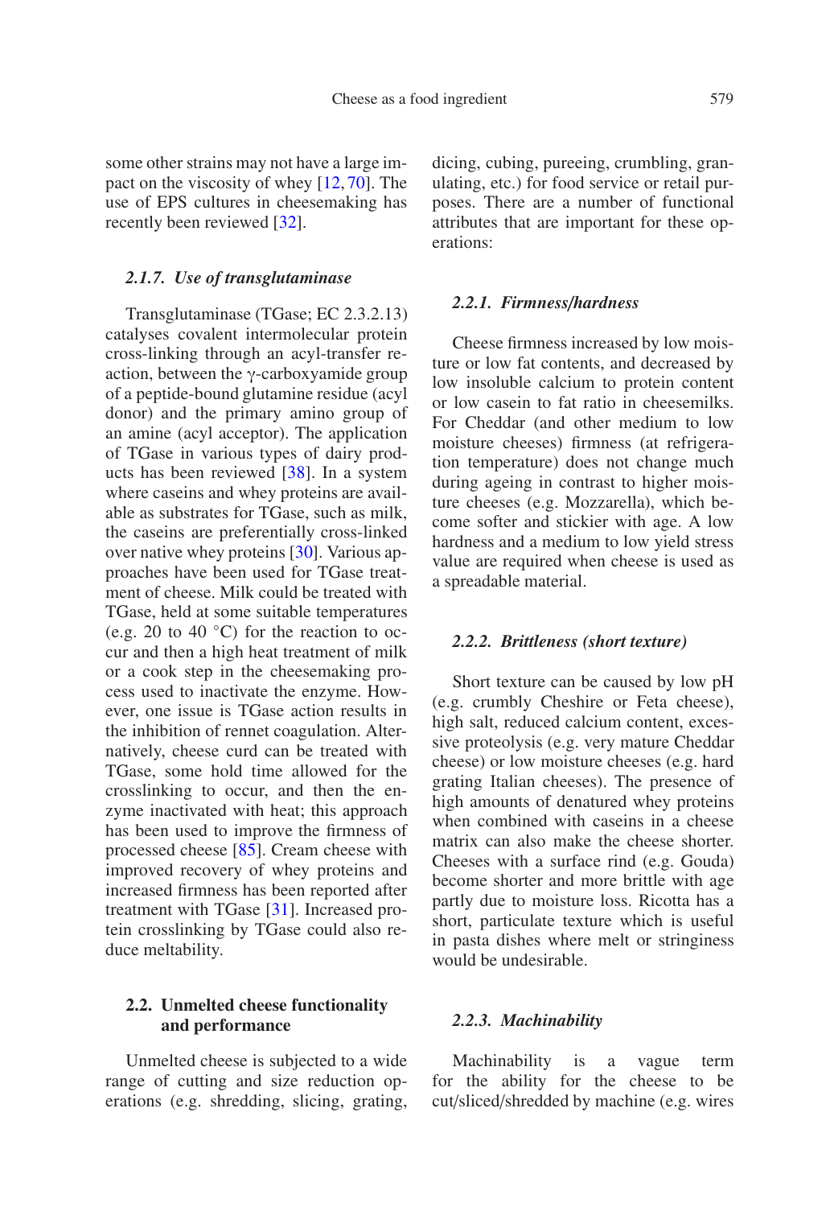some other strains may not have a large impact on the viscosity of whey [12, 70]. The use of EPS cultures in cheesemaking has recently been reviewed [32].

#### *2.1.7. Use of transglutaminase*

Transglutaminase (TGase; EC 2.3.2.13) catalyses covalent intermolecular protein cross-linking through an acyl-transfer reaction, between the γ-carboxyamide group of a peptide-bound glutamine residue (acyl donor) and the primary amino group of an amine (acyl acceptor). The application of TGase in various types of dairy products has been reviewed [38]. In a system where caseins and whey proteins are available as substrates for TGase, such as milk, the caseins are preferentially cross-linked over native whey proteins [30]. Various approaches have been used for TGase treatment of cheese. Milk could be treated with TGase, held at some suitable temperatures (e.g. 20 to 40 °C) for the reaction to occur and then a high heat treatment of milk or a cook step in the cheesemaking process used to inactivate the enzyme. However, one issue is TGase action results in the inhibition of rennet coagulation. Alternatively, cheese curd can be treated with TGase, some hold time allowed for the crosslinking to occur, and then the enzyme inactivated with heat; this approach has been used to improve the firmness of processed cheese [85]. Cream cheese with improved recovery of whey proteins and increased firmness has been reported after treatment with TGase [31]. Increased protein crosslinking by TGase could also reduce meltability.

### 2.2. Unmelted cheese functionality and performance

Unmelted cheese is subjected to a wide range of cutting and size reduction operations (e.g. shredding, slicing, grating, dicing, cubing, pureeing, crumbling, granulating, etc.) for food service or retail purposes. There are a number of functional attributes that are important for these operations:

#### *2.2.1. Firmness/hardness*

Cheese firmness increased by low moisture or low fat contents, and decreased by low insoluble calcium to protein content or low casein to fat ratio in cheesemilks. For Cheddar (and other medium to low moisture cheeses) firmness (at refrigeration temperature) does not change much during ageing in contrast to higher moisture cheeses (e.g. Mozzarella), which become softer and stickier with age. A low hardness and a medium to low yield stress value are required when cheese is used as a spreadable material.

#### *2.2.2. Brittleness (short texture)*

Short texture can be caused by low pH (e.g. crumbly Cheshire or Feta cheese), high salt, reduced calcium content, excessive proteolysis (e.g. very mature Cheddar cheese) or low moisture cheeses (e.g. hard grating Italian cheeses). The presence of high amounts of denatured whey proteins when combined with caseins in a cheese matrix can also make the cheese shorter. Cheeses with a surface rind (e.g. Gouda) become shorter and more brittle with age partly due to moisture loss. Ricotta has a short, particulate texture which is useful in pasta dishes where melt or stringiness would be undesirable.

#### *2.2.3. Machinability*

Machinability is a vague term for the ability for the cheese to be cut/sliced/shredded by machine (e.g. wires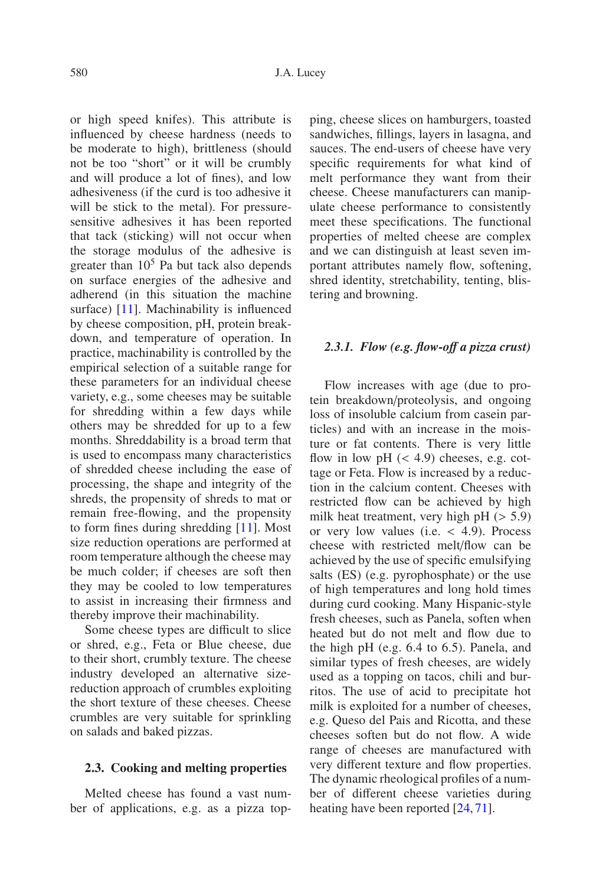or high speed knifes). This attribute is influenced by cheese hardness (needs to be moderate to high), brittleness (should not be too "short" or it will be crumbly and will produce a lot of fines), and low adhesiveness (if the curd is too adhesive it will be stick to the metal). For pressure-sensitive adhesives it has been reported that tack (sticking) will not occur when the storage modulus of the adhesive is greater than $10^5$ Pa but tack also depends on surface energies of the adhesive and adherend (in this situation the machine surface) [11]. Machinability is influenced by cheese composition, pH, protein breakdown, and temperature of operation. In practice, machinability is controlled by the empirical selection of a suitable range for these parameters for an individual cheese variety, e.g., some cheeses may be suitable for shredding within a few days while others may be shredded for up to a few months. Shreddability is a broad term that is used to encompass many characteristics of shredded cheese including the ease of processing, the shape and integrity of the shreds, the propensity of shreds to mat or remain free-flowing, and the propensity to form fines during shredding [11]. Most size reduction operations are performed at room temperature although the cheese may be much colder; if cheeses are soft then they may be cooled to low temperatures to assist in increasing their firmness and thereby improve their machinability.

Some cheese types are difficult to slice or shred, e.g., Feta or Blue cheese, due to their short, crumbly texture. The cheese industry developed an alternative size-reduction approach of crumbles exploiting the short texture of these cheeses. Cheese crumbles are very suitable for sprinkling on salads and baked pizzas.

### 2.3. Cooking and melting properties

Melted cheese has found a vast number of applications, e.g. as a pizza topping, cheese slices on hamburgers, toasted sandwiches, fillings, layers in lasagna, and sauces. The end-users of cheese have very specific requirements for what kind of melt performance they want from their cheese. Cheese manufacturers can manipulate cheese performance to consistently meet these specifications. The functional properties of melted cheese are complex and we can distinguish at least seven important attributes namely flow, softening, shred identity, stretchability, tenting, blistering and browning.

#### *2.3.1. Flow (e.g. flow-off a pizza crust)*

Flow increases with age (due to protein breakdown/proteolysis, and ongoing loss of insoluble calcium from casein particles) and with an increase in the moisture or fat contents. There is very little flow in low pH ($< 4.9$) cheeses, e.g. cottage or Feta. Flow is increased by a reduction in the calcium content. Cheeses with restricted flow can be achieved by high milk heat treatment, very high pH ($> 5.9$) or very low values (i.e. $< 4.9$). Process cheese with restricted melt/flow can be achieved by the use of specific emulsifying salts (ES) (e.g. pyrophosphate) or the use of high temperatures and long hold times during curd cooking. Many Hispanic-style fresh cheeses, such as Panela, soften when heated but do not melt and flow due to the high pH (e.g. 6.4 to 6.5). Panela, and similar types of fresh cheeses, are widely used as a topping on tacos, chili and burritos. The use of acid to precipitate hot milk is exploited for a number of cheeses, e.g. Queso del Pais and Ricotta, and these cheeses soften but do not flow. A wide range of cheeses are manufactured with very different texture and flow properties. The dynamic rheological profiles of a number of different cheese varieties during heating have been reported [24, 71].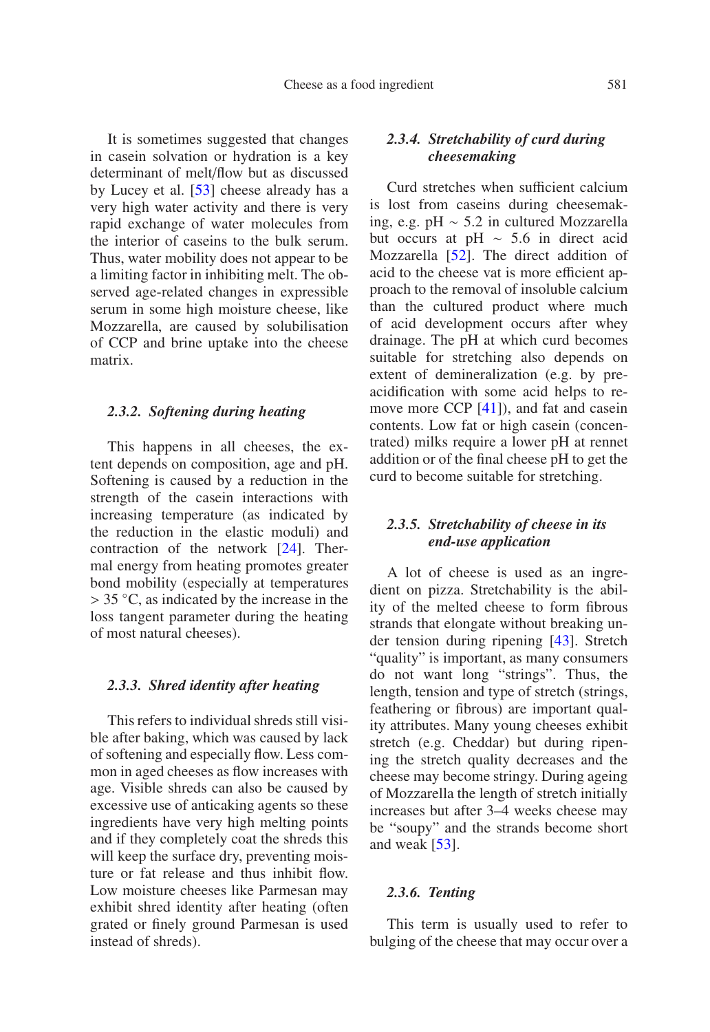It is sometimes suggested that changes in casein solvation or hydration is a key determinant of melt/flow but as discussed by Lucey et al. [53] cheese already has a very high water activity and there is very rapid exchange of water molecules from the interior of caseins to the bulk serum. Thus, water mobility does not appear to be a limiting factor in inhibiting melt. The observed age-related changes in expressible serum in some high moisture cheese, like Mozzarella, are caused by solubilisation of CCP and brine uptake into the cheese matrix.

### *2.3.2. Softening during heating*

This happens in all cheeses, the extent depends on composition, age and pH. Softening is caused by a reduction in the strength of the casein interactions with increasing temperature (as indicated by the reduction in the elastic moduli) and contraction of the network [24]. Thermal energy from heating promotes greater bond mobility (especially at temperatures > 35 °C, as indicated by the increase in the loss tangent parameter during the heating of most natural cheeses).

### *2.3.3. Shred identity after heating*

This refers to individual shreds still visible after baking, which was caused by lack of softening and especially flow. Less common in aged cheeses as flow increases with age. Visible shreds can also be caused by excessive use of anticaking agents so these ingredients have very high melting points and if they completely coat the shreds this will keep the surface dry, preventing moisture or fat release and thus inhibit flow. Low moisture cheeses like Parmesan may exhibit shred identity after heating (often grated or finely ground Parmesan is used instead of shreds).

### *2.3.4. Stretchability of curd during cheesemaking*

Curd stretches when sufficient calcium is lost from caseins during cheesemaking, e.g. pH ~ 5.2 in cultured Mozzarella but occurs at pH ~ 5.6 in direct acid Mozzarella [52]. The direct addition of acid to the cheese vat is more efficient approach to the removal of insoluble calcium than the cultured product where much of acid development occurs after whey drainage. The pH at which curd becomes suitable for stretching also depends on extent of demineralization (e.g. by preacidification with some acid helps to remove more CCP [41]), and fat and casein contents. Low fat or high casein (concentrated) milks require a lower pH at rennet addition or of the final cheese pH to get the curd to become suitable for stretching.

### *2.3.5. Stretchability of cheese in its end-use application*

A lot of cheese is used as an ingredient on pizza. Stretchability is the ability of the melted cheese to form fibrous strands that elongate without breaking under tension during ripening [43]. Stretch "quality" is important, as many consumers do not want long "strings". Thus, the length, tension and type of stretch (strings, feathering or fibrous) are important quality attributes. Many young cheeses exhibit stretch (e.g. Cheddar) but during ripening the stretch quality decreases and the cheese may become stringy. During ageing of Mozzarella the length of stretch initially increases but after 3–4 weeks cheese may be "soupy" and the strands become short and weak [53].

### *2.3.6. Tenting*

This term is usually used to refer to bulging of the cheese that may occur over a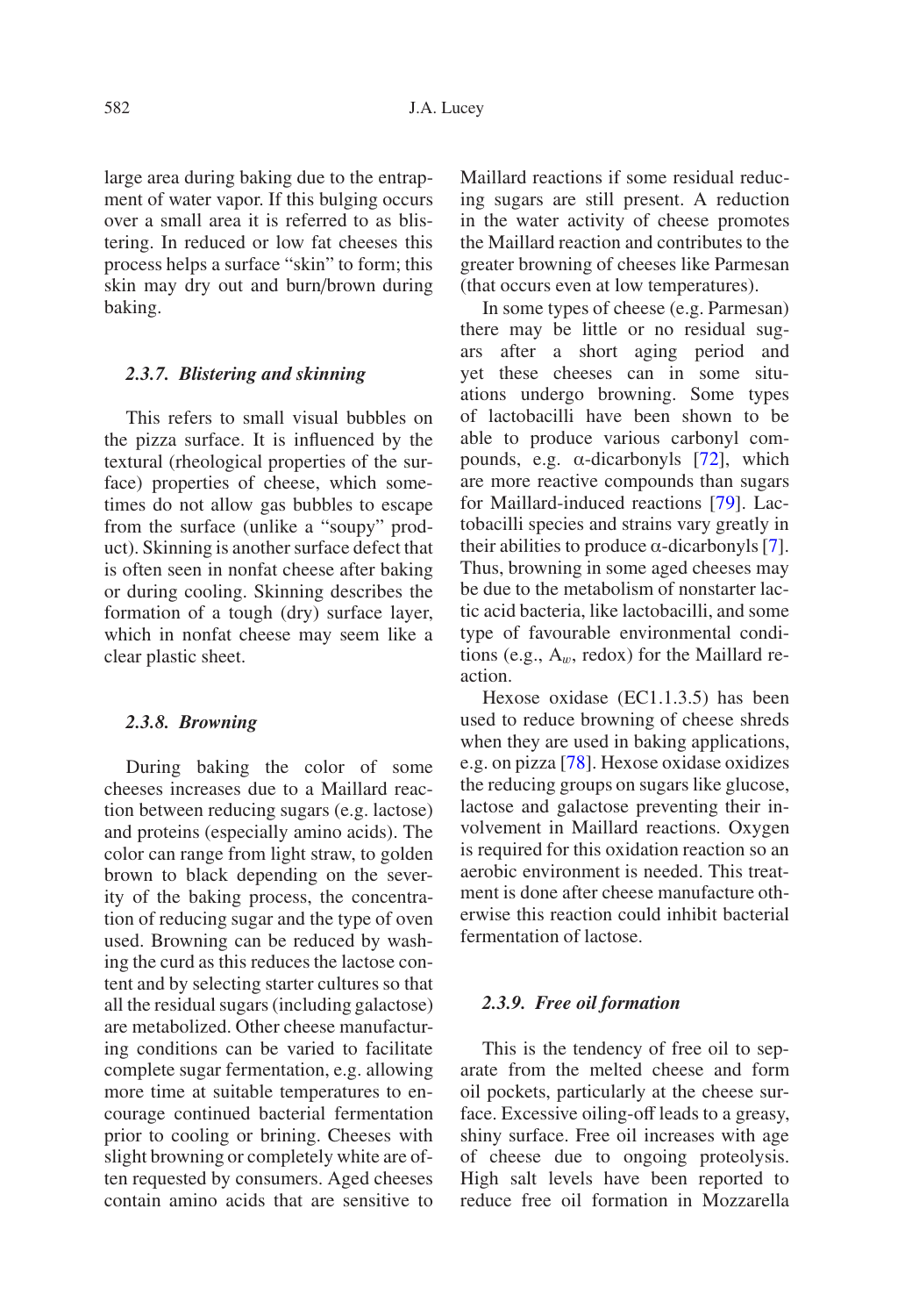large area during baking due to the entrapment of water vapor. If this bulging occurs over a small area it is referred to as blistering. In reduced or low fat cheeses this process helps a surface "skin" to form; this skin may dry out and burn/brown during baking.

### 2.3.7. Blistering and skinning

This refers to small visual bubbles on the pizza surface. It is influenced by the textural (rheological properties of the surface) properties of cheese, which sometimes do not allow gas bubbles to escape from the surface (unlike a "soupy" product). Skinning is another surface defect that is often seen in nonfat cheese after baking or during cooling. Skinning describes the formation of a tough (dry) surface layer, which in nonfat cheese may seem like a clear plastic sheet.

### 2.3.8. Browning

During baking the color of some cheeses increases due to a Maillard reaction between reducing sugars (e.g. lactose) and proteins (especially amino acids). The color can range from light straw, to golden brown to black depending on the severity of the baking process, the concentration of reducing sugar and the type of oven used. Browning can be reduced by washing the curd as this reduces the lactose content and by selecting starter cultures so that all the residual sugars (including galactose) are metabolized. Other cheese manufacturing conditions can be varied to facilitate complete sugar fermentation, e.g. allowing more time at suitable temperatures to encourage continued bacterial fermentation prior to cooling or brining. Cheeses with slight browning or completely white are often requested by consumers. Aged cheeses contain amino acids that are sensitive to Maillard reactions if some residual reducing sugars are still present. A reduction in the water activity of cheese promotes the Maillard reaction and contributes to the greater browning of cheeses like Parmesan (that occurs even at low temperatures).

In some types of cheese (e.g. Parmesan) there may be little or no residual sugars after a short aging period and yet these cheeses can in some situations undergo browning. Some types of lactobacilli have been shown to be able to produce various carbonyl compounds, e.g. α-dicarbonyls [72], which are more reactive compounds than sugars for Maillard-induced reactions [79]. Lactobacilli species and strains vary greatly in their abilities to produce α-dicarbonyls [7]. Thus, browning in some aged cheeses may be due to the metabolism of nonstarter lactic acid bacteria, like lactobacilli, and some type of favourable environmental conditions (e.g., $A_w$, redox) for the Maillard reaction.

Hexose oxidase (EC1.1.3.5) has been used to reduce browning of cheese shreds when they are used in baking applications, e.g. on pizza [78]. Hexose oxidase oxidizes the reducing groups on sugars like glucose, lactose and galactose preventing their involvement in Maillard reactions. Oxygen is required for this oxidation reaction so an aerobic environment is needed. This treatment is done after cheese manufacture otherwise this reaction could inhibit bacterial fermentation of lactose.

### 2.3.9. Free oil formation

This is the tendency of free oil to separate from the melted cheese and form oil pockets, particularly at the cheese surface. Excessive oiling-off leads to a greasy, shiny surface. Free oil increases with age of cheese due to ongoing proteolysis. High salt levels have been reported to reduce free oil formation in Mozzarella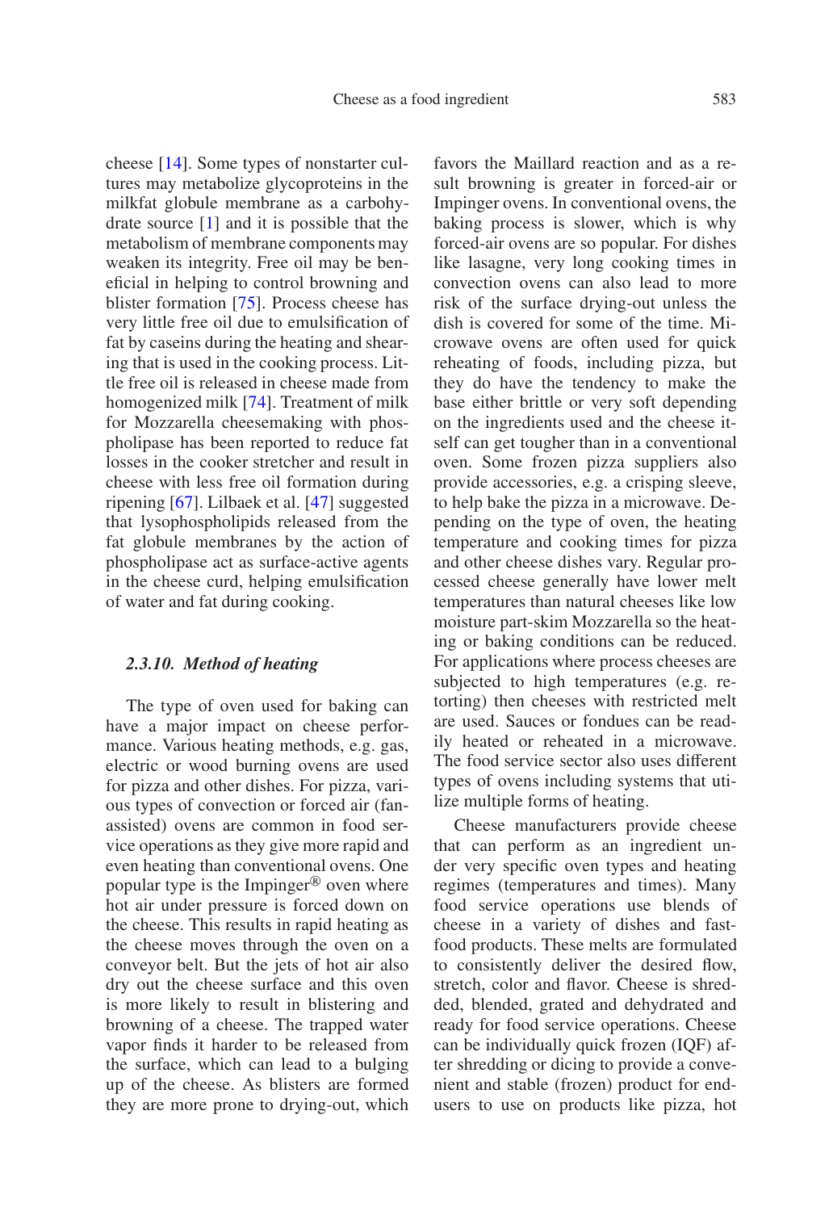cheese [14]. Some types of nonstarter cultures may metabolize glycoproteins in the milkfat globule membrane as a carbohydrate source [1] and it is possible that the metabolism of membrane components may weaken its integrity. Free oil may be beneficial in helping to control browning and blister formation [75]. Process cheese has very little free oil due to emulsification of fat by caseins during the heating and shearing that is used in the cooking process. Little free oil is released in cheese made from homogenized milk [74]. Treatment of milk for Mozzarella cheesemaking with phospholipase has been reported to reduce fat losses in the cooker stretcher and result in cheese with less free oil formation during ripening [67]. Lilbaek et al. [47] suggested that lysophospholipids released from the fat globule membranes by the action of phospholipase act as surface-active agents in the cheese curd, helping emulsification of water and fat during cooking.

### *2.3.10. Method of heating*

The type of oven used for baking can have a major impact on cheese performance. Various heating methods, e.g. gas, electric or wood burning ovens are used for pizza and other dishes. For pizza, various types of convection or forced air (fan-assisted) ovens are common in food service operations as they give more rapid and even heating than conventional ovens. One popular type is the Impinger® oven where hot air under pressure is forced down on the cheese. This results in rapid heating as the cheese moves through the oven on a conveyor belt. But the jets of hot air also dry out the cheese surface and this oven is more likely to result in blistering and browning of a cheese. The trapped water vapor finds it harder to be released from the surface, which can lead to a bulging up of the cheese. As blisters are formed they are more prone to drying-out, which favors the Maillard reaction and as a result browning is greater in forced-air or Impinger ovens. In conventional ovens, the baking process is slower, which is why forced-air ovens are so popular. For dishes like lasagne, very long cooking times in convection ovens can also lead to more risk of the surface drying-out unless the dish is covered for some of the time. Microwave ovens are often used for quick reheating of foods, including pizza, but they do have the tendency to make the base either brittle or very soft depending on the ingredients used and the cheese itself can get tougher than in a conventional oven. Some frozen pizza suppliers also provide accessories, e.g. a crisping sleeve, to help bake the pizza in a microwave. Depending on the type of oven, the heating temperature and cooking times for pizza and other cheese dishes vary. Regular processed cheese generally have lower melt temperatures than natural cheeses like low moisture part-skim Mozzarella so the heating or baking conditions can be reduced. For applications where process cheeses are subjected to high temperatures (e.g. retorting) then cheeses with restricted melt are used. Sauces or fondues can be readily heated or reheated in a microwave. The food service sector also uses different types of ovens including systems that utilize multiple forms of heating.

Cheese manufacturers provide cheese that can perform as an ingredient under very specific oven types and heating regimes (temperatures and times). Many food service operations use blends of cheese in a variety of dishes and fast-food products. These melts are formulated to consistently deliver the desired flow, stretch, color and flavor. Cheese is shredded, blended, grated and dehydrated and ready for food service operations. Cheese can be individually quick frozen (IQF) after shredding or dicing to provide a convenient and stable (frozen) product for end-users to use on products like pizza, hot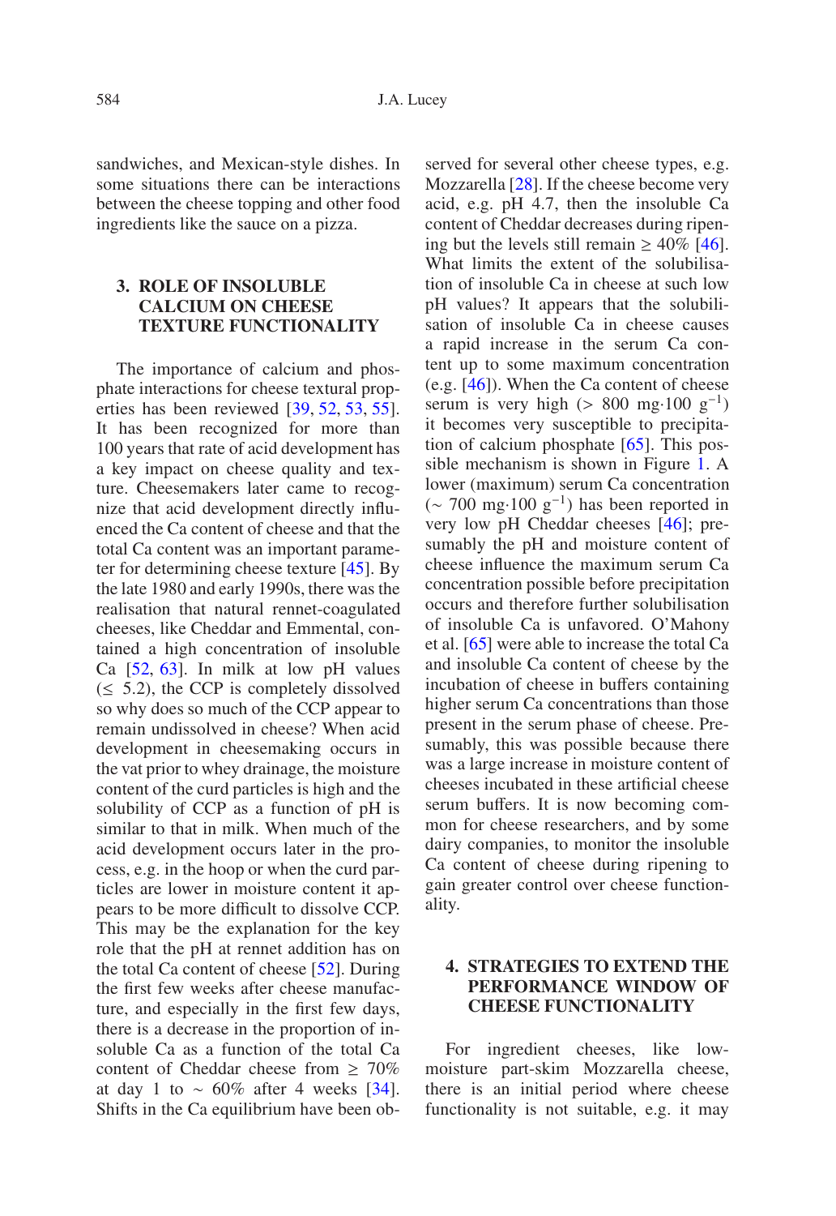sandwiches, and Mexican-style dishes. In some situations there can be interactions between the cheese topping and other food ingredients like the sauce on a pizza.

## 3. ROLE OF INSOLUBLE CALCIUM ON CHEESE TEXTURE FUNCTIONALITY

The importance of calcium and phosphate interactions for cheese textural properties has been reviewed [39, 52, 53, 55]. It has been recognized for more than 100 years that rate of acid development has a key impact on cheese quality and texture. Cheesemakers later came to recognize that acid development directly influenced the Ca content of cheese and that the total Ca content was an important parameter for determining cheese texture [45]. By the late 1980s and early 1990s, there was the realisation that natural rennet-coagulated cheeses, like Cheddar and Emmental, contained a high concentration of insoluble Ca [52, 63]. In milk at low pH values ($\leq$ 5.2), the CCP is completely dissolved so why does so much of the CCP appear to remain undissolved in cheese? When acid development in cheesemaking occurs in the vat prior to whey drainage, the moisture content of the curd particles is high and the solubility of CCP as a function of pH is similar to that in milk. When much of the acid development occurs later in the process, e.g. in the hoop or when the curd particles are lower in moisture content it appears to be more difficult to dissolve CCP. This may be the explanation for the key role that the pH at rennet addition has on the total Ca content of cheese [52]. During the first few weeks after cheese manufacture, and especially in the first few days, there is a decrease in the proportion of insoluble Ca as a function of the total Ca content of Cheddar cheese from $\geq$ 70% at day 1 to ~ 60% after 4 weeks [34]. Shifts in the Ca equilibrium have been observed for several other cheese types, e.g. Mozzarella [28]. If the cheese become very acid, e.g. pH 4.7, then the insoluble Ca content of Cheddar decreases during ripening but the levels still remain $\geq$ 40% [46]. What limits the extent of the solubilisation of insoluble Ca in cheese at such low pH values? It appears that the solubilisation of insoluble Ca in cheese causes a rapid increase in the serum Ca content up to some maximum concentration (e.g. [46]). When the Ca content of cheese serum is very high (> 800 mg·100 $g^{-1}$) it becomes very susceptible to precipitation of calcium phosphate [65]. This possible mechanism is shown in Figure 1. A lower (maximum) serum Ca concentration (~ 700 mg·100 $g^{-1}$) has been reported in very low pH Cheddar cheeses [46]; presumably the pH and moisture content of cheese influence the maximum serum Ca concentration possible before precipitation occurs and therefore further solubilisation of insoluble Ca is unfavored. O'Mahony et al. [65] were able to increase the total Ca and insoluble Ca content of cheese by the incubation of cheese in buffers containing higher serum Ca concentrations than those present in the serum phase of cheese. Presumably, this was possible because there was a large increase in moisture content of cheeses incubated in these artificial cheese serum buffers. It is now becoming common for cheese researchers, and by some dairy companies, to monitor the insoluble Ca content of cheese during ripening to gain greater control over cheese functionality.

## 4. STRATEGIES TO EXTEND THE PERFORMANCE WINDOW OF CHEESE FUNCTIONALITY

For ingredient cheeses, like low-moisture part-skim Mozzarella cheese, there is an initial period where cheese functionality is not suitable, e.g. it may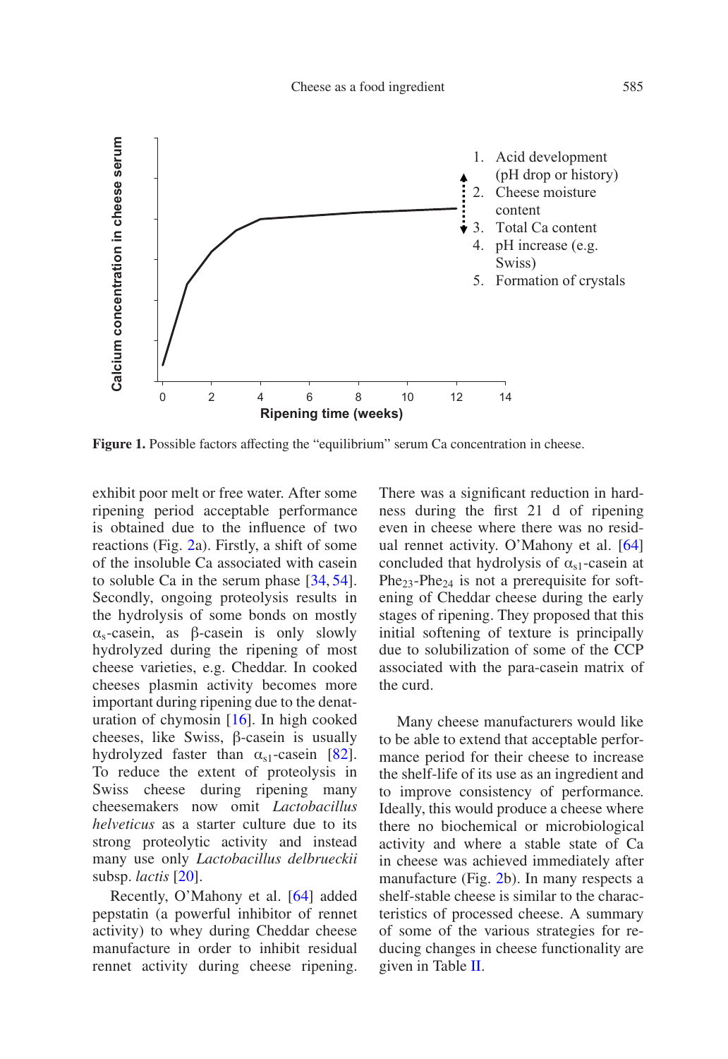Figure 1. Possible factors affecting the "equilibrium" serum Ca concentration in cheese.

exhibit poor melt or free water. After some ripening period acceptable performance is obtained due to the influence of two reactions (Fig. 2a). Firstly, a shift of some of the insoluble Ca associated with casein to soluble Ca in the serum phase [34, 54]. Secondly, ongoing proteolysis results in the hydrolysis of some bonds on mostly $\alpha_s$-casein, as β-casein is only slowly hydrolyzed during the ripening of most cheese varieties, e.g. Cheddar. In cooked cheeses plasmin activity becomes more important during ripening due to the denaturation of chymosin [16]. In high cooked cheeses, like Swiss, β-casein is usually hydrolyzed faster than $\alpha_{s1}$-casein [82]. To reduce the extent of proteolysis in Swiss cheese during ripening many cheesemakers now omit *Lactobacillus helveticus* as a starter culture due to its strong proteolytic activity and instead many use only *Lactobacillus delbrueckii* subsp. *lactis* [20].

Recently, O'Mahony et al. [64] added pepstatin (a powerful inhibitor of rennet activity) to whey during Cheddar cheese manufacture in order to inhibit residual rennet activity during cheese ripening. There was a significant reduction in hardness during the first 21 d of ripening even in cheese where there was no residual rennet activity. O'Mahony et al. [64] concluded that hydrolysis of $\alpha_{s1}$-casein at $Phe_{23}$-$Phe_{24}$ is not a prerequisite for softening of Cheddar cheese during the early stages of ripening. They proposed that this initial softening of texture is principally due to solubilization of some of the CCP associated with the para-casein matrix of the curd.

Many cheese manufacturers would like to be able to extend that acceptable performance period for their cheese to increase the shelf-life of its use as an ingredient and to improve consistency of performance. Ideally, this would produce a cheese where there no biochemical or microbiological activity and where a stable state of Ca in cheese was achieved immediately after manufacture (Fig. 2b). In many respects a shelf-stable cheese is similar to the characteristics of processed cheese. A summary of some of the various strategies for reducing changes in cheese functionality are given in Table II.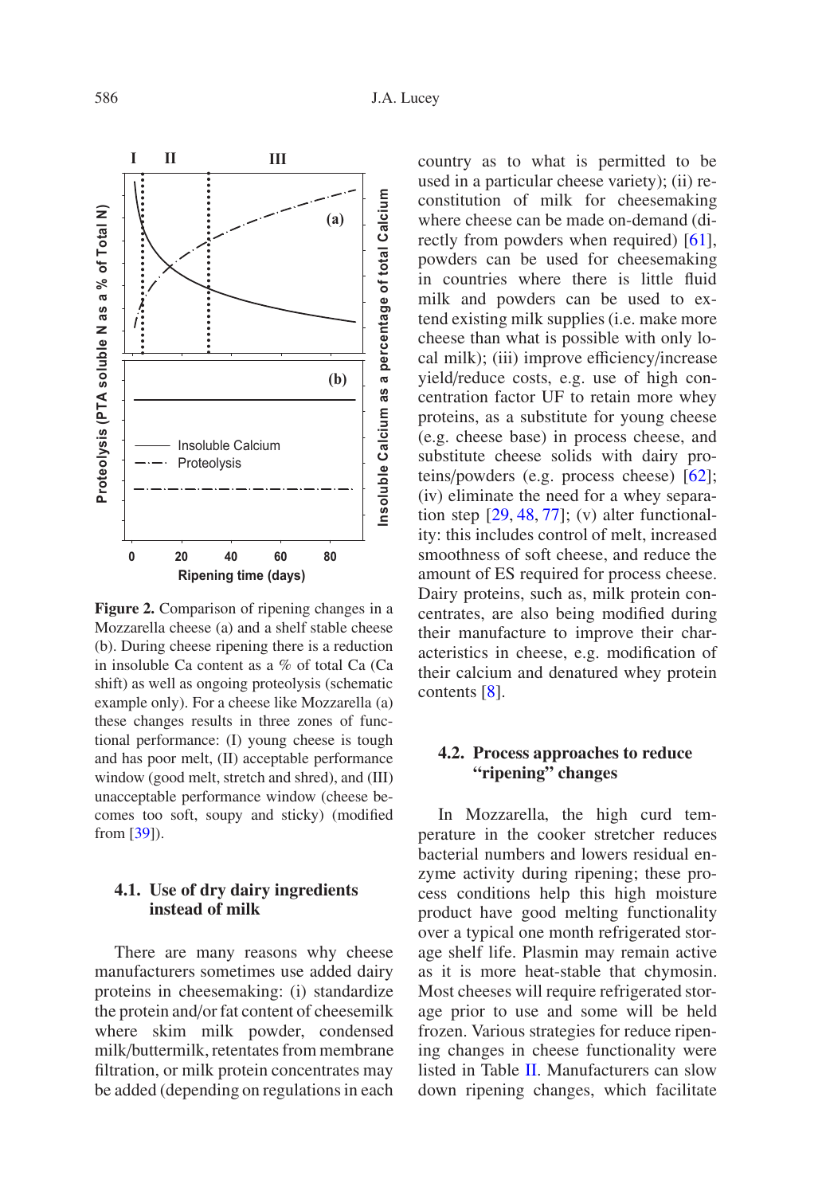Figure 2. Comparison of ripening changes in a Mozzarella cheese (a) and a shelf stable cheese (b). During cheese ripening there is a reduction in insoluble Ca content as a % of total Ca (Ca shift) as well as ongoing proteolysis (schematic example only). For a cheese like Mozzarella (a) these changes results in three zones of functional performance: (I) young cheese is tough and has poor melt, (II) acceptable performance window (good melt, stretch and shred), and (III) unacceptable performance window (cheese becomes too soft, soupy and sticky) (modified from [39]).

### 4.1. Use of dry dairy ingredients instead of milk

There are many reasons why cheese manufacturers sometimes use added dairy proteins in cheesemaking: (i) standardize the protein and/or fat content of cheesemilk where skim milk powder, condensed milk/buttermilk, retentates from membrane filtration, or milk protein concentrates may be added (depending on regulations in each country as to what is permitted to be used in a particular cheese variety); (ii) reconstitution of milk for cheesemaking where cheese can be made on-demand (directly from powders when required) [61], powders can be used for cheesemaking in countries where there is little fluid milk and powders can be used to extend existing milk supplies (i.e. make more cheese than what is possible with only local milk); (iii) improve efficiency/increase yield/reduce costs, e.g. use of high concentration factor UF to retain more whey proteins, as a substitute for young cheese (e.g. cheese base) in process cheese, and substitute cheese solids with dairy proteins/powders (e.g. process cheese) [62]; (iv) eliminate the need for a whey separation step [29, 48, 77]; (v) alter functionality: this includes control of melt, increased smoothness of soft cheese, and reduce the amount of ES required for process cheese. Dairy proteins, such as, milk protein concentrates, are also being modified during their manufacture to improve their characteristics in cheese, e.g. modification of their calcium and denatured whey protein contents [8].

### 4.2. Process approaches to reduce "ripening" changes

In Mozzarella, the high curd temperature in the cooker stretcher reduces bacterial numbers and lowers residual enzyme activity during ripening; these process conditions help this high moisture product have good melting functionality over a typical one month refrigerated storage shelf life. Plasmin may remain active as it is more heat-stable that chymosin. Most cheeses will require refrigerated storage prior to use and some will be held frozen. Various strategies for reduce ripening changes in cheese functionality were listed in Table II. Manufacturers can slow down ripening changes, which facilitate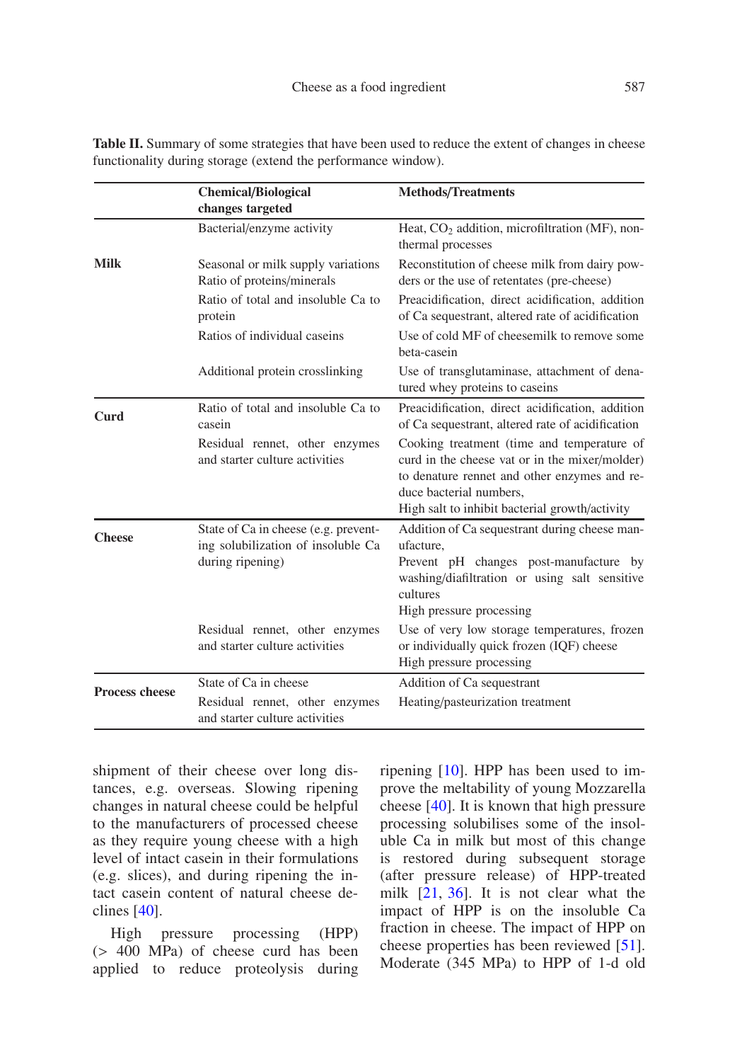**Table II.** Summary of some strategies that have been used to reduce the extent of changes in cheese functionality during storage (extend the performance window).

| | Chemical/Biological changes targeted | Methods/Treatments |
|---|---|---|
| **Milk** | Bacterial/enzyme activity | Heat, $CO_2$ addition, microfiltration (MF), non-thermal processes |
| | Seasonal or milk supply variations Ratio of proteins/minerals | Reconstitution of cheese milk from dairy powders or the use of retentates (pre-cheese) |
| | Ratio of total and insoluble Ca to protein | Preacidification, direct acidification, addition of Ca sequestrant, altered rate of acidification |
| | Ratios of individual caseins | Use of cold MF of cheesemilk to remove some beta-casein |
| | Additional protein crosslinking | Use of transglutaminase, attachment of denatured whey proteins to caseins |
| **Curd** | Ratio of total and insoluble Ca to casein | Preacidification, direct acidification, addition of Ca sequestrant, altered rate of acidification |
| | Residual rennet, other enzymes and starter culture activities | Cooking treatment (time and temperature of curd in the cheese vat or in the mixer/molder) to denature rennet and other enzymes and reduce bacterial numbers, High salt to inhibit bacterial growth/activity |
| **Cheese** | State of Ca in cheese (e.g. preventing solubilization of insoluble Ca during ripening) | Addition of Ca sequestrant during cheese manufacture, Prevent pH changes post-manufacture by washing/diafiltration or using salt sensitive cultures High pressure processing |
| | Residual rennet, other enzymes and starter culture activities | Use of very low storage temperatures, frozen or individually quick frozen (IQF) cheese High pressure processing |
| **Process cheese** | State of Ca in cheese | Addition of Ca sequestrant |
| | Residual rennet, other enzymes and starter culture activities | Heating/pasteurization treatment |

shipment of their cheese over long distances, e.g. overseas. Slowing ripening changes in natural cheese could be helpful to the manufacturers of processed cheese as they require young cheese with a high level of intact casein in their formulations (e.g. slices), and during ripening the intact casein content of natural cheese declines [40].

High pressure processing (HPP) (> 400 MPa) of cheese curd has been applied to reduce proteolysis during ripening [10]. HPP has been used to improve the meltability of young Mozzarella cheese [40]. It is known that high pressure processing solubilises some of the insoluble Ca in milk but most of this change is restored during subsequent storage (after pressure release) of HPP-treated milk [21, 36]. It is not clear what the impact of HPP is on the insoluble Ca fraction in cheese. The impact of HPP on cheese properties has been reviewed [51]. Moderate (345 MPa) to HPP of 1-d old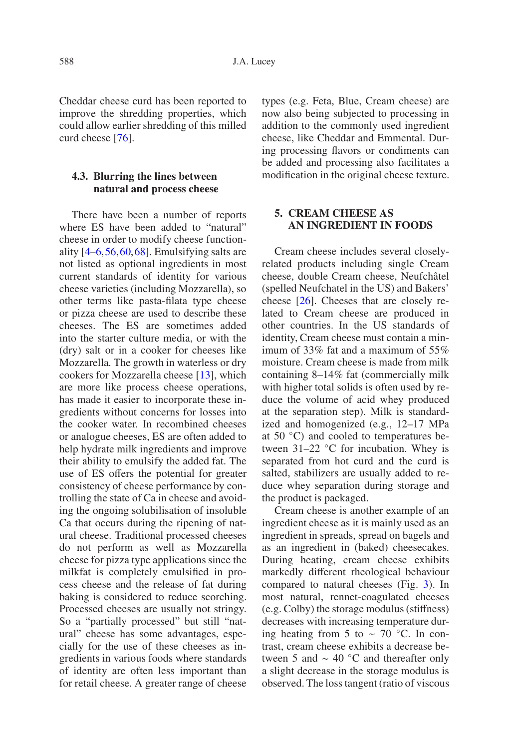Cheddar cheese curd has been reported to improve the shredding properties, which could allow earlier shredding of this milled curd cheese [76].

### 4.3. Blurring the lines between natural and process cheese

There have been a number of reports where ES have been added to "natural" cheese in order to modify cheese functionality [4–6, 56, 60, 68]. Emulsifying salts are not listed as optional ingredients in most current standards of identity for various cheese varieties (including Mozzarella), so other terms like pasta-filata type cheese or pizza cheese are used to describe these cheeses. The ES are sometimes added into the starter culture media, or with the (dry) salt or in a cooker for cheeses like Mozzarella. The growth in waterless or dry cookers for Mozzarella cheese [13], which are more like process cheese operations, has made it easier to incorporate these ingredients without concerns for losses into the cooker water. In recombined cheeses or analogue cheeses, ES are often added to help hydrate milk ingredients and improve their ability to emulsify the added fat. The use of ES offers the potential for greater consistency of cheese performance by controlling the state of Ca in cheese and avoiding the ongoing solubilisation of insoluble Ca that occurs during the ripening of natural cheese. Traditional processed cheeses do not perform as well as Mozzarella cheese for pizza type applications since the milkfat is completely emulsified in process cheese and the release of fat during baking is considered to reduce scorching. Processed cheeses are usually not stringy. So a "partially processed" but still "natural" cheese has some advantages, especially for the use of these cheeses as ingredients in various foods where standards of identity are often less important than for retail cheese. A greater range of cheese types (e.g. Feta, Blue, Cream cheese) are now also being subjected to processing in addition to the commonly used ingredient cheese, like Cheddar and Emmental. During processing flavors or condiments can be added and processing also facilitates a modification in the original cheese texture.

## 5. CREAM CHEESE AS AN INGREDIENT IN FOODS

Cream cheese includes several closely-related products including single Cream cheese, double Cream cheese, Neufchâtel (spelled Neufchatel in the US) and Bakers' cheese [26]. Cheeses that are closely related to Cream cheese are produced in other countries. In the US standards of identity, Cream cheese must contain a minimum of 33% fat and a maximum of 55% moisture. Cream cheese is made from milk containing 8–14% fat (commercially milk with higher total solids is often used by reduce the volume of acid whey produced at the separation step). Milk is standardized and homogenized (e.g., 12–17 MPa at 50 °C) and cooled to temperatures between 31–22 °C for incubation. Whey is separated from hot curd and the curd is salted, stabilizers are usually added to reduce whey separation during storage and the product is packaged.

Cream cheese is another example of an ingredient cheese as it is mainly used as an ingredient in spreads, spread on bagels and as an ingredient in (baked) cheesecakes. During heating, cream cheese exhibits markedly different rheological behaviour compared to natural cheeses (Fig. 3). In most natural, rennet-coagulated cheeses (e.g. Colby) the storage modulus (stiffness) decreases with increasing temperature during heating from 5 to ~ 70 °C. In contrast, cream cheese exhibits a decrease between 5 and ~ 40 °C and thereafter only a slight decrease in the storage modulus is observed. The loss tangent (ratio of viscous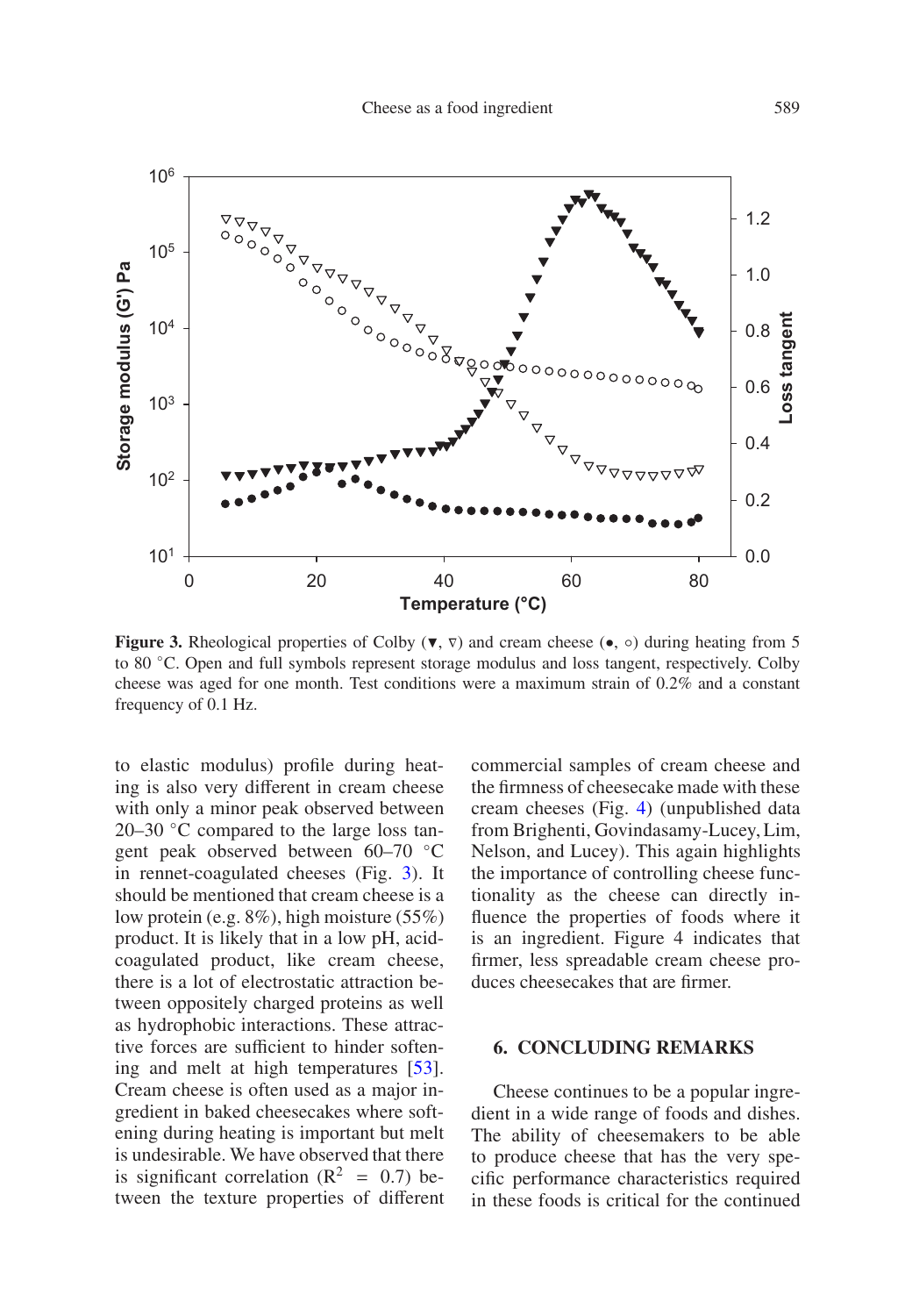Figure 3. Rheological properties of Colby (▼, ▽) and cream cheese (•, ○) during heating from 5 to 80 °C. Open and full symbols represent storage modulus and loss tangent, respectively. Colby cheese was aged for one month. Test conditions were a maximum strain of 0.2% and a constant frequency of 0.1 Hz.

to elastic modulus) profile during heating is also very different in cream cheese with only a minor peak observed between 20–30 °C compared to the large loss tangent peak observed between 60–70 °C in rennet-coagulated cheeses (Fig. 3). It should be mentioned that cream cheese is a low protein (e.g. 8%), high moisture (55%) product. It is likely that in a low pH, acid-coagulated product, like cream cheese, there is a lot of electrostatic attraction between oppositely charged proteins as well as hydrophobic interactions. These attractive forces are sufficient to hinder softening and melt at high temperatures [53]. Cream cheese is often used as a major ingredient in baked cheesecakes where softening during heating is important but melt is undesirable. We have observed that there is significant correlation ($R^2 = 0.7$) between the texture properties of different commercial samples of cream cheese and the firmness of cheesecake made with these cream cheeses (Fig. 4) (unpublished data from Brighenti, Govindasamy-Lucey, Lim, Nelson, and Lucey). This again highlights the importance of controlling cheese functionality as the cheese can directly influence the properties of foods where it is an ingredient. Figure 4 indicates that firmer, less spreadable cream cheese produces cheesecakes that are firmer.

## 6. CONCLUDING REMARKS

Cheese continues to be a popular ingredient in a wide range of foods and dishes. The ability of cheesemakers to be able to produce cheese that has the very specific performance characteristics required in these foods is critical for the continued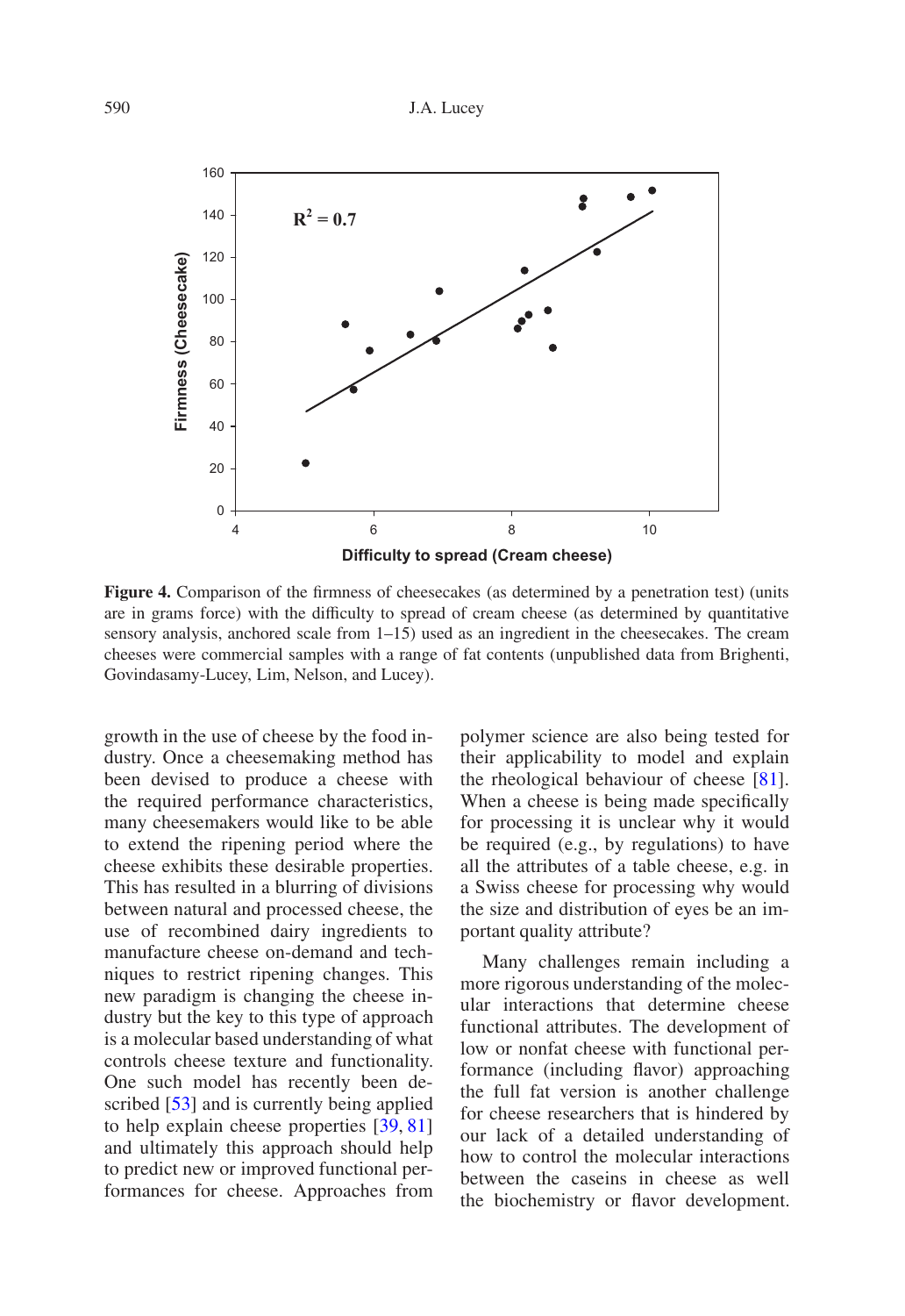**Figure 4.** Comparison of the firmness of cheesecakes (as determined by a penetration test) (units are in grams force) with the difficulty to spread of cream cheese (as determined by quantitative sensory analysis, anchored scale from 1–15) used as an ingredient in the cheesecakes. The cream cheeses were commercial samples with a range of fat contents (unpublished data from Brighenti, Govindasamy-Lucey, Lim, Nelson, and Lucey).

growth in the use of cheese by the food industry. Once a cheesemaking method has been devised to produce a cheese with the required performance characteristics, many cheesemakers would like to be able to extend the ripening period where the cheese exhibits these desirable properties. This has resulted in a blurring of divisions between natural and processed cheese, the use of recombined dairy ingredients to manufacture cheese on-demand and techniques to restrict ripening changes. This new paradigm is changing the cheese industry but the key to this type of approach is a molecular based understanding of what controls cheese texture and functionality. One such model has recently been described [53] and is currently being applied to help explain cheese properties [39, 81] and ultimately this approach should help to predict new or improved functional performances for cheese. Approaches from polymer science are also being tested for their applicability to model and explain the rheological behaviour of cheese [81]. When a cheese is being made specifically for processing it is unclear why it would be required (e.g., by regulations) to have all the attributes of a table cheese, e.g. in a Swiss cheese for processing why would the size and distribution of eyes be an important quality attribute?

Many challenges remain including a more rigorous understanding of the molecular interactions that determine cheese functional attributes. The development of low or nonfat cheese with functional performance (including flavor) approaching the full fat version is another challenge for cheese researchers that is hindered by our lack of a detailed understanding of how to control the molecular interactions between the caseins in cheese as well the biochemistry or flavor development.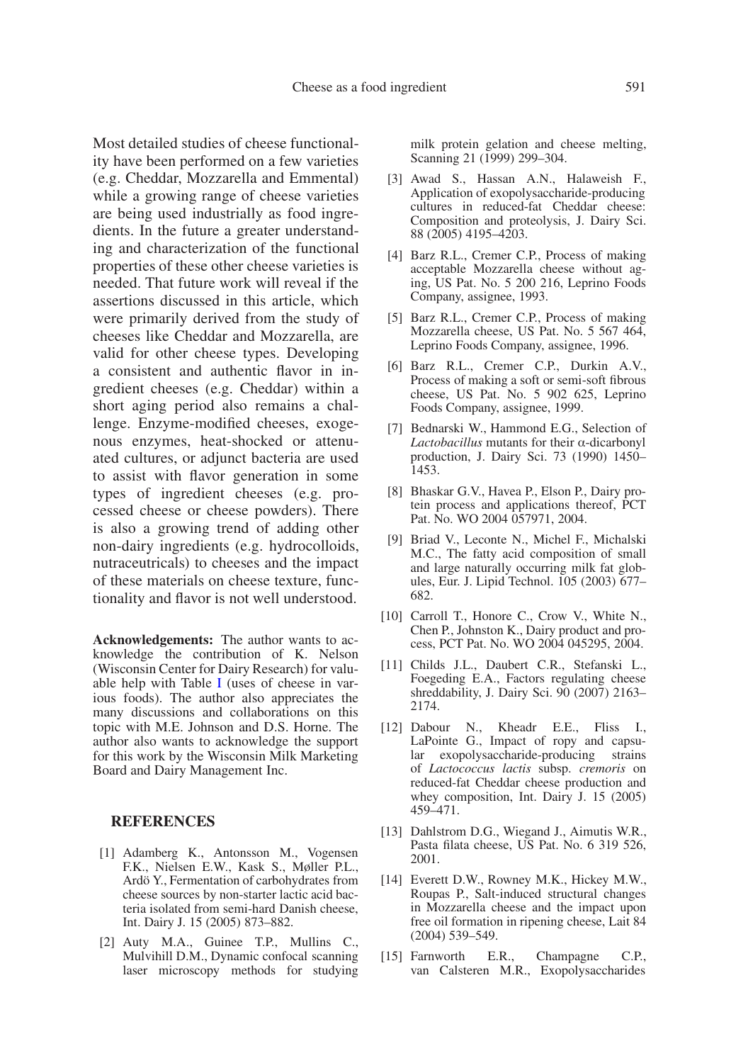Most detailed studies of cheese functionality have been performed on a few varieties (e.g. Cheddar, Mozzarella and Emmental) while a growing range of cheese varieties are being used industrially as food ingredients. In the future a greater understanding and characterization of the functional properties of these other cheese varieties is needed. That future work will reveal if the assertions discussed in this article, which were primarily derived from the study of cheeses like Cheddar and Mozzarella, are valid for other cheese types. Developing a consistent and authentic flavor in ingredient cheeses (e.g. Cheddar) within a short aging period also remains a challenge. Enzyme-modified cheeses, exogenous enzymes, heat-shocked or attenuated cultures, or adjunct bacteria are used to assist with flavor generation in some types of ingredient cheeses (e.g. processed cheese or cheese powders). There is also a growing trend of adding other non-dairy ingredients (e.g. hydrocolloids, nutraceutricals) to cheeses and the impact of these materials on cheese texture, functionality and flavor is not well understood.

**Acknowledgements:** The author wants to acknowledge the contribution of K. Nelson (Wisconsin Center for Dairy Research) for valuable help with Table I (uses of cheese in various foods). The author also appreciates the many discussions and collaborations on this topic with M.E. Johnson and D.S. Horne. The author also wants to acknowledge the support for this work by the Wisconsin Milk Marketing Board and Dairy Management Inc.

## REFERENCES

[1] Adamberg K., Antonsson M., Vogensen F.K., Nielsen E.W., Kask S., Møller P.L., Ardö Y., Fermentation of carbohydrates from cheese sources by non-starter lactic acid bacteria isolated from semi-hard Danish cheese, Int. Dairy J. 15 (2005) 873–882.

[2] Auty M.A., Guinee T.P., Mullins C., Mulvihill D.M., Dynamic confocal scanning laser microscopy methods for studying milk protein gelation and cheese melting, Scanning 21 (1999) 299–304.

[3] Awad S., Hassan A.N., Halaweish F., Application of exopolysaccharide-producing cultures in reduced-fat Cheddar cheese: Composition and proteolysis, J. Dairy Sci. 88 (2005) 4195–4203.

[4] Barz R.L., Cremer C.P., Process of making acceptable Mozzarella cheese without aging, US Pat. No. 5 200 216, Leprino Foods Company, assignee, 1993.

[5] Barz R.L., Cremer C.P., Process of making Mozzarella cheese, US Pat. No. 5 567 464, Leprino Foods Company, assignee, 1996.

[6] Barz R.L., Cremer C.P., Durkin A.V., Process of making a soft or semi-soft fibrous cheese, US Pat. No. 5 902 625, Leprino Foods Company, assignee, 1999.

[7] Bednarski W., Hammond E.G., Selection of *Lactobacillus* mutants for their α-dicarbonyl production, J. Dairy Sci. 73 (1990) 1450–1453.

[8] Bhaskar G.V., Havea P., Elson P., Dairy protein process and applications thereof, PCT Pat. No. WO 2004 057971, 2004.

[9] Briad V., Leconte N., Michel F., Michalski M.C., The fatty acid composition of small and large naturally occurring milk fat globules, Eur. J. Lipid Technol. 105 (2003) 677–682.

[10] Carroll T., Honore C., Crow V., White N., Chen P., Johnston K., Dairy product and process, PCT Pat. No. WO 2004 045295, 2004.

[11] Childs J.L., Daubert C.R., Stefanski L., Foegeding E.A., Factors regulating cheese shreddability, J. Dairy Sci. 90 (2007) 2163–2174.

[12] Dabour N., Kheadr E.E., Fliss I., LaPointe G., Impact of ropy and capsular exopolysaccharide-producing strains of *Lactococcus lactis* subsp. *cremoris* on reduced-fat Cheddar cheese production and whey composition, Int. Dairy J. 15 (2005) 459–471.

[13] Dahlstrom D.G., Wiegand J., Aimutis W.R., Pasta filata cheese, US Pat. No. 6 319 526, 2001.

[14] Everett D.W., Rowney M.K., Hickey M.W., Roupas P., Salt-induced structural changes in Mozzarella cheese and the impact upon free oil formation in ripening cheese, Lait 84 (2004) 539–549.

[15] Farnworth E.R., Champagne C.P., van Calsteren M.R., Exopolysaccharides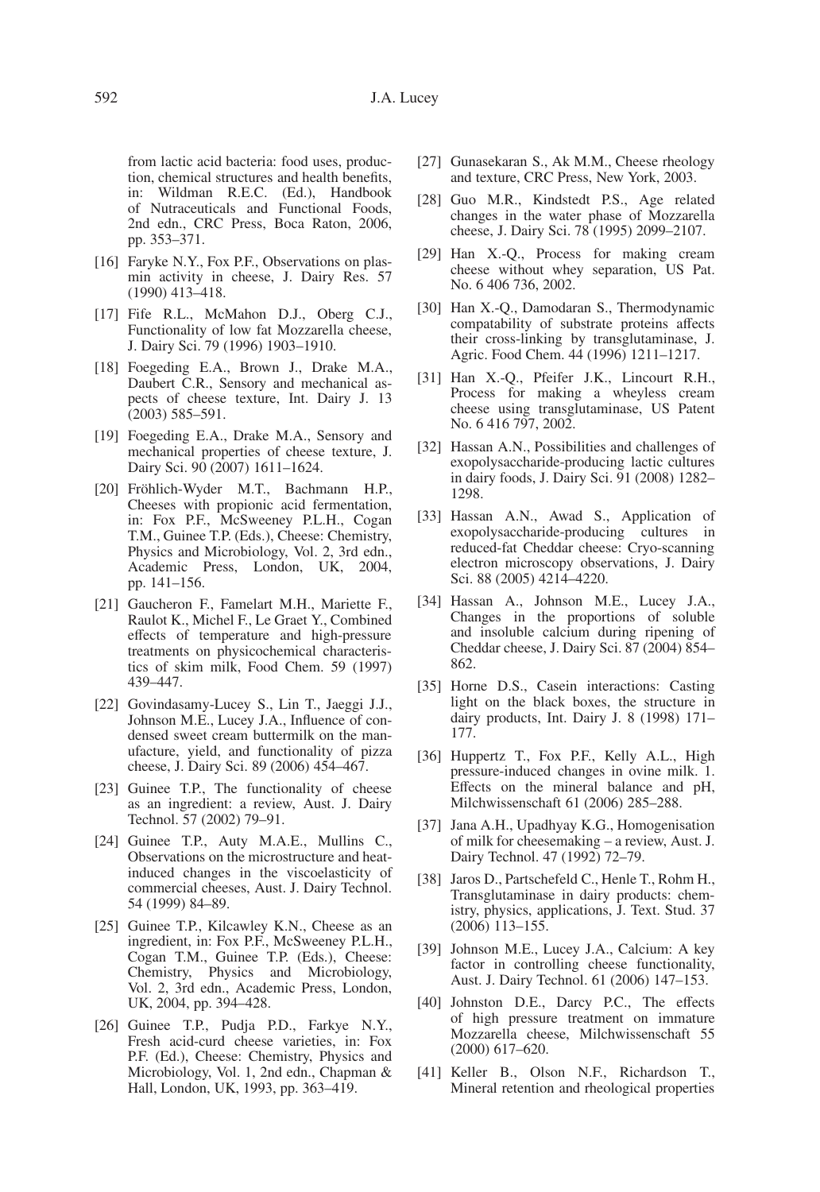from lactic acid bacteria: food uses, production, chemical structures and health benefits, in: Wildman R.E.C. (Ed.), Handbook of Nutraceuticals and Functional Foods, 2nd edn., CRC Press, Boca Raton, 2006, pp. 353–371.

[16] Faryke N.Y., Fox P.F., Observations on plasmin activity in cheese, J. Dairy Res. 57 (1990) 413–418.

[17] Fife R.L., McMahon D.J., Oberg C.J., Functionality of low fat Mozzarella cheese, J. Dairy Sci. 79 (1996) 1903–1910.

[18] Foegeding E.A., Brown J., Drake M.A., Daubert C.R., Sensory and mechanical aspects of cheese texture, Int. Dairy J. 13 (2003) 585–591.

[19] Foegeding E.A., Drake M.A., Sensory and mechanical properties of cheese texture, J. Dairy Sci. 90 (2007) 1611–1624.

[20] Fröhlich-Wyder M.T., Bachmann H.P., Cheeses with propionic acid fermentation, in: Fox P.F., McSweeney P.L.H., Cogan T.M., Guinee T.P. (Eds.), Cheese: Chemistry, Physics and Microbiology, Vol. 2, 3rd edn., Academic Press, London, UK, 2004, pp. 141–156.

[21] Gaucheron F., Famelart M.H., Mariette F., Raulot K., Michel F., Le Graet Y., Combined effects of temperature and high-pressure treatments on physicochemical characteristics of skim milk, Food Chem. 59 (1997) 439–447.

[22] Govindasamy-Lucey S., Lin T., Jaeggi J.J., Johnson M.E., Lucey J.A., Influence of condensed sweet cream buttermilk on the manufacture, yield, and functionality of pizza cheese, J. Dairy Sci. 89 (2006) 454–467.

[23] Guinee T.P., The functionality of cheese as an ingredient: a review, Aust. J. Dairy Technol. 57 (2002) 79–91.

[24] Guinee T.P., Auty M.A.E., Mullins C., Observations on the microstructure and heat-induced changes in the viscoelasticity of commercial cheeses, Aust. J. Dairy Technol. 54 (1999) 84–89.

[25] Guinee T.P., Kilcawley K.N., Cheese as an ingredient, in: Fox P.F., McSweeney P.L.H., Cogan T.M., Guinee T.P. (Eds.), Cheese: Chemistry, Physics and Microbiology, Vol. 2, 3rd edn., Academic Press, London, UK, 2004, pp. 394–428.

[26] Guinee T.P., Pudja P.D., Farkye N.Y., Fresh acid-curd cheese varieties, in: Fox P.F. (Ed.), Cheese: Chemistry, Physics and Microbiology, Vol. 1, 2nd edn., Chapman & Hall, London, UK, 1993, pp. 363–419.

[27] Gunasekaran S., Ak M.M., Cheese rheology and texture, CRC Press, New York, 2003.

[28] Guo M.R., Kindstedt P.S., Age related changes in the water phase of Mozzarella cheese, J. Dairy Sci. 78 (1995) 2099–2107.

[29] Han X.-Q., Process for making cream cheese without whey separation, US Pat. No. 6 406 736, 2002.

[30] Han X.-Q., Damodaran S., Thermodynamic compatability of substrate proteins affects their cross-linking by transglutaminase, J. Agric. Food Chem. 44 (1996) 1211–1217.

[31] Han X.-Q., Pfeifer J.K., Lincourt R.H., Process for making a wheyless cream cheese using transglutaminase, US Patent No. 6 416 797, 2002.

[32] Hassan A.N., Possibilities and challenges of exopolysaccharide-producing lactic cultures in dairy foods, J. Dairy Sci. 91 (2008) 1282–1298.

[33] Hassan A.N., Awad S., Application of exopolysaccharide-producing cultures in reduced-fat Cheddar cheese: Cryo-scanning electron microscopy observations, J. Dairy Sci. 88 (2005) 4214–4220.

[34] Hassan A., Johnson M.E., Lucey J.A., Changes in the proportions of soluble and insoluble calcium during ripening of Cheddar cheese, J. Dairy Sci. 87 (2004) 854–862.

[35] Horne D.S., Casein interactions: Casting light on the black boxes, the structure in dairy products, Int. Dairy J. 8 (1998) 171–177.

[36] Huppertz T., Fox P.F., Kelly A.L., High pressure-induced changes in ovine milk. 1. Effects on the mineral balance and pH, Milchwissenschaft 61 (2006) 285–288.

[37] Jana A.H., Upadhyay K.G., Homogenisation of milk for cheesemaking – a review, Aust. J. Dairy Technol. 47 (1992) 72–79.

[38] Jaros D., Partschefeld C., Henle T., Rohm H., Transglutaminase in dairy products: chemistry, physics, applications, J. Text. Stud. 37 (2006) 113–155.

[39] Johnson M.E., Lucey J.A., Calcium: A key factor in controlling cheese functionality, Aust. J. Dairy Technol. 61 (2006) 147–153.

[40] Johnston D.E., Darcy P.C., The effects of high pressure treatment on immature Mozzarella cheese, Milchwissenschaft 55 (2000) 617–620.

[41] Keller B., Olson N.F., Richardson T., Mineral retention and rheological properties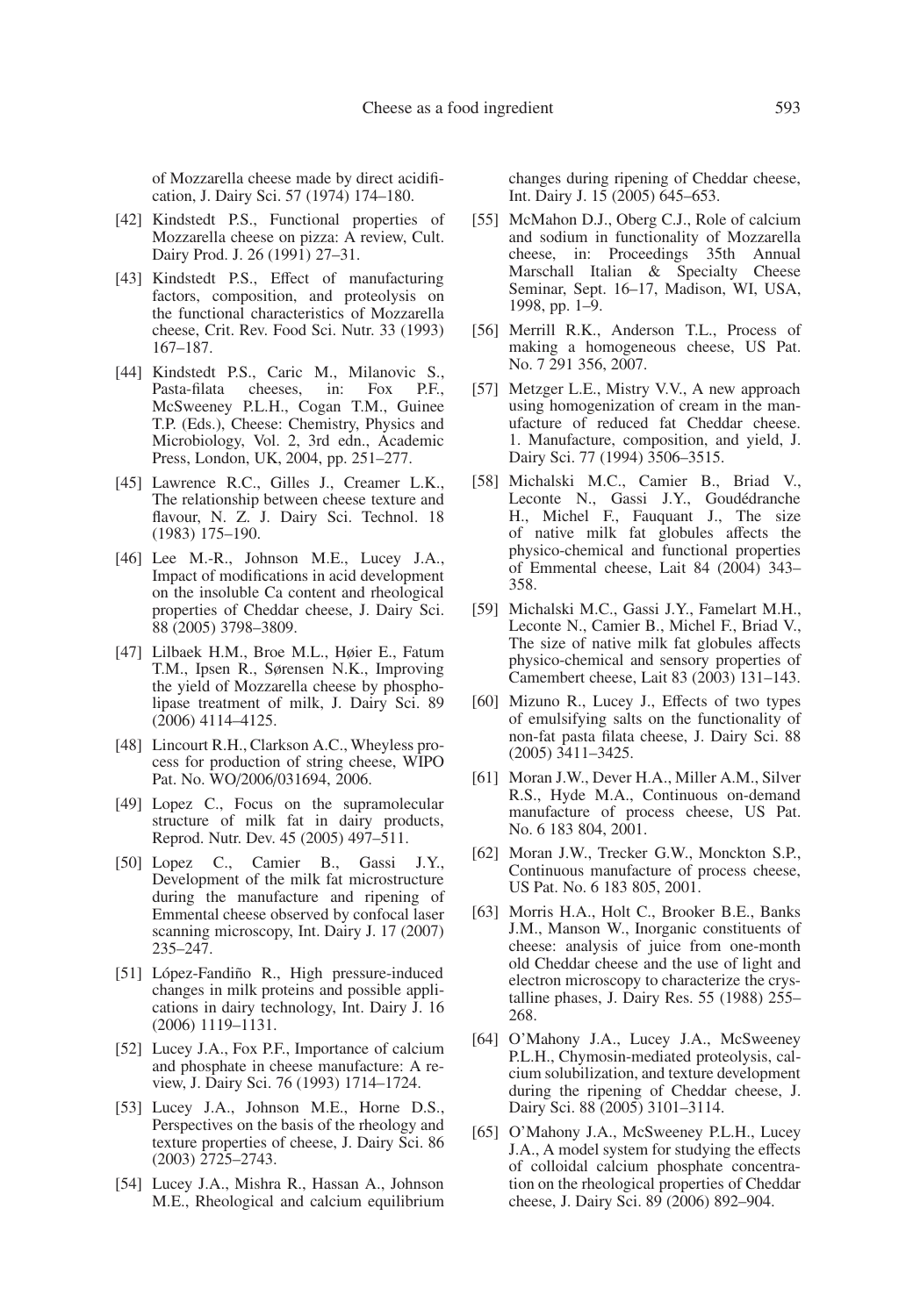of Mozzarella cheese made by direct acidification, J. Dairy Sci. 57 (1974) 174–180.

[42] Kindstedt P.S., Functional properties of Mozzarella cheese on pizza: A review, Cult. Dairy Prod. J. 26 (1991) 27–31.

[43] Kindstedt P.S., Effect of manufacturing factors, composition, and proteolysis on the functional characteristics of Mozzarella cheese, Crit. Rev. Food Sci. Nutr. 33 (1993) 167–187.

[44] Kindstedt P.S., Caric M., Milanovic S., Pasta-filata cheeses, in: Fox P.F., McSweeney P.L.H., Cogan T.M., Guinee T.P. (Eds.), Cheese: Chemistry, Physics and Microbiology, Vol. 2, 3rd edn., Academic Press, London, UK, 2004, pp. 251–277.

[45] Lawrence R.C., Gilles J., Creamer L.K., The relationship between cheese texture and flavour, N. Z. J. Dairy Sci. Technol. 18 (1983) 175–190.

[46] Lee M.-R., Johnson M.E., Lucey J.A., Impact of modifications in acid development on the insoluble Ca content and rheological properties of Cheddar cheese, J. Dairy Sci. 88 (2005) 3798–3809.

[47] Lilbaek H.M., Broe M.L., Høier E., Fatum T.M., Ipsen R., Sørensen N.K., Improving the yield of Mozzarella cheese by phospholipase treatment of milk, J. Dairy Sci. 89 (2006) 4114–4125.

[48] Lincourt R.H., Clarkson A.C., Wheyless process for production of string cheese, WIPO Pat. No. WO/2006/031694, 2006.

[49] Lopez C., Focus on the supramolecular structure of milk fat in dairy products, Reprod. Nutr. Dev. 45 (2005) 497–511.

[50] Lopez C., Camier B., Gassi J.Y., Development of the milk fat microstructure during the manufacture and ripening of Emmental cheese observed by confocal laser scanning microscopy, Int. Dairy J. 17 (2007) 235–247.

[51] López-Fandiño R., High pressure-induced changes in milk proteins and possible applications in dairy technology, Int. Dairy J. 16 (2006) 1119–1131.

[52] Lucey J.A., Fox P.F., Importance of calcium and phosphate in cheese manufacture: A review, J. Dairy Sci. 76 (1993) 1714–1724.

[53] Lucey J.A., Johnson M.E., Horne D.S., Perspectives on the basis of the rheology and texture properties of cheese, J. Dairy Sci. 86 (2003) 2725–2743.

[54] Lucey J.A., Mishra R., Hassan A., Johnson M.E., Rheological and calcium equilibrium changes during ripening of Cheddar cheese, Int. Dairy J. 15 (2005) 645–653.

[55] McMahon D.J., Oberg C.J., Role of calcium and sodium in functionality of Mozzarella cheese, in: Proceedings 35th Annual Marschall Italian & Specialty Cheese Seminar, Sept. 16–17, Madison, WI, USA, 1998, pp. 1–9.

[56] Merrill R.K., Anderson T.L., Process of making a homogeneous cheese, US Pat. No. 7 291 356, 2007.

[57] Metzger L.E., Mistry V.V., A new approach using homogenization of cream in the manufacture of reduced fat Cheddar cheese. 1. Manufacture, composition, and yield, J. Dairy Sci. 77 (1994) 3506–3515.

[58] Michalski M.C., Camier B., Briad V., Leconte N., Gassi J.Y., Goudédranche H., Michel F., Fauquant J., The size of native milk fat globules affects the physico-chemical and functional properties of Emmental cheese, Lait 84 (2004) 343–358.

[59] Michalski M.C., Gassi J.Y., Famelart M.H., Leconte N., Camier B., Michel F., Briad V., The size of native milk fat globules affects physico-chemical and sensory properties of Camembert cheese, Lait 83 (2003) 131–143.

[60] Mizuno R., Lucey J., Effects of two types of emulsifying salts on the functionality of non-fat pasta filata cheese, J. Dairy Sci. 88 (2005) 3411–3425.

[61] Moran J.W., Dever H.A., Miller A.M., Silver R.S., Hyde M.A., Continuous on-demand manufacture of process cheese, US Pat. No. 6 183 804, 2001.

[62] Moran J.W., Trecker G.W., Monckton S.P., Continuous manufacture of process cheese, US Pat. No. 6 183 805, 2001.

[63] Morris H.A., Holt C., Brooker B.E., Banks J.M., Manson W., Inorganic constituents of cheese: analysis of juice from one-month old Cheddar cheese and the use of light and electron microscopy to characterize the crystalline phases, J. Dairy Res. 55 (1988) 255–268.

[64] O'Mahony J.A., Lucey J.A., McSweeney P.L.H., Chymosin-mediated proteolysis, calcium solubilization, and texture development during the ripening of Cheddar cheese, J. Dairy Sci. 88 (2005) 3101–3114.

[65] O'Mahony J.A., McSweeney P.L.H., Lucey J.A., A model system for studying the effects of colloidal calcium phosphate concentration on the rheological properties of Cheddar cheese, J. Dairy Sci. 89 (2006) 892–904.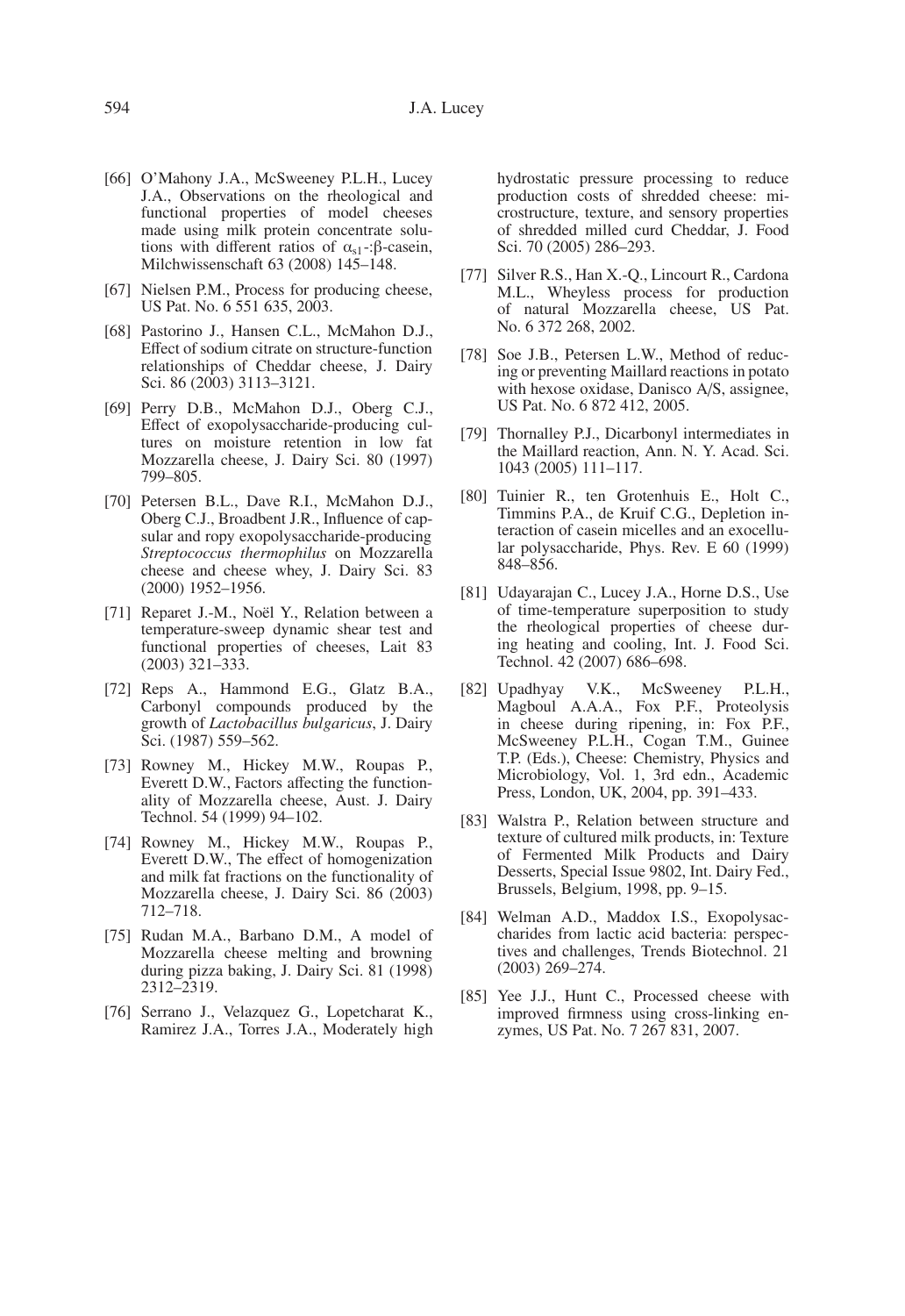[66] O'Mahony J.A., McSweeney P.L.H., Lucey J.A., Observations on the rheological and functional properties of model cheeses made using milk protein concentrate solutions with different ratios of $\alpha_{s1}$-:β-casein, Milchwissenschaft 63 (2008) 145–148.

[67] Nielsen P.M., Process for producing cheese, US Pat. No. 6 551 635, 2003.

[68] Pastorino J., Hansen C.L., McMahon D.J., Effect of sodium citrate on structure-function relationships of Cheddar cheese, J. Dairy Sci. 86 (2003) 3113–3121.

[69] Perry D.B., McMahon D.J., Oberg C.J., Effect of exopolysaccharide-producing cultures on moisture retention in low fat Mozzarella cheese, J. Dairy Sci. 80 (1997) 799–805.

[70] Petersen B.L., Dave R.I., McMahon D.J., Oberg C.J., Broadbent J.R., Influence of capsular and ropy exopolysaccharide-producing *Streptococcus thermophilus* on Mozzarella cheese and cheese whey, J. Dairy Sci. 83 (2000) 1952–1956.

[71] Reparet J.-M., Noël Y., Relation between a temperature-sweep dynamic shear test and functional properties of cheeses, Lait 83 (2003) 321–333.

[72] Reps A., Hammond E.G., Glatz B.A., Carbonyl compounds produced by the growth of *Lactobacillus bulgaricus*, J. Dairy Sci. (1987) 559–562.

[73] Rowney M., Hickey M.W., Roupas P., Everett D.W., Factors affecting the functionality of Mozzarella cheese, Aust. J. Dairy Technol. 54 (1999) 94–102.

[74] Rowney M., Hickey M.W., Roupas P., Everett D.W., The effect of homogenization and milk fat fractions on the functionality of Mozzarella cheese, J. Dairy Sci. 86 (2003) 712–718.

[75] Rudan M.A., Barbano D.M., A model of Mozzarella cheese melting and browning during pizza baking, J. Dairy Sci. 81 (1998) 2312–2319.

[76] Serrano J., Velazquez G., Lopetcharat K., Ramirez J.A., Torres J.A., Moderately high hydrostatic pressure processing to reduce production costs of shredded cheese: microstructure, texture, and sensory properties of shredded milled curd Cheddar, J. Food Sci. 70 (2005) 286–293.

[77] Silver R.S., Han X.-Q., Lincourt R., Cardona M.L., Wheyless process for production of natural Mozzarella cheese, US Pat. No. 6 372 268, 2002.

[78] Soe J.B., Petersen L.W., Method of reducing or preventing Maillard reactions in potato with hexose oxidase, Danisco A/S, assignee, US Pat. No. 6 872 412, 2005.

[79] Thornalley P.J., Dicarbonyl intermediates in the Maillard reaction, Ann. N. Y. Acad. Sci. 1043 (2005) 111–117.

[80] Tuinier R., ten Grotenhuis E., Holt C., Timmins P.A., de Kruif C.G., Depletion interaction of casein micelles and an exocellular polysaccharide, Phys. Rev. E 60 (1999) 848–856.

[81] Udayarajan C., Lucey J.A., Horne D.S., Use of time-temperature superposition to study the rheological properties of cheese during heating and cooling, Int. J. Food Sci. Technol. 42 (2007) 686–698.

[82] Upadhyay V.K., McSweeney P.L.H., Magboul A.A.A., Fox P.F., Proteolysis in cheese during ripening, in: Fox P.F., McSweeney P.L.H., Cogan T.M., Guinee T.P. (Eds.), Cheese: Chemistry, Physics and Microbiology, Vol. 1, 3rd edn., Academic Press, London, UK, 2004, pp. 391–433.

[83] Walstra P., Relation between structure and texture of cultured milk products, in: Texture of Fermented Milk Products and Dairy Desserts, Special Issue 9802, Int. Dairy Fed., Brussels, Belgium, 1998, pp. 9–15.

[84] Welman A.D., Maddox I.S., Exopolysaccharides from lactic acid bacteria: perspectives and challenges, Trends Biotechnol. 21 (2003) 269–274.

[85] Yee J.J., Hunt C., Processed cheese with improved firmness using cross-linking enzymes, US Pat. No. 7 267 831, 2007.